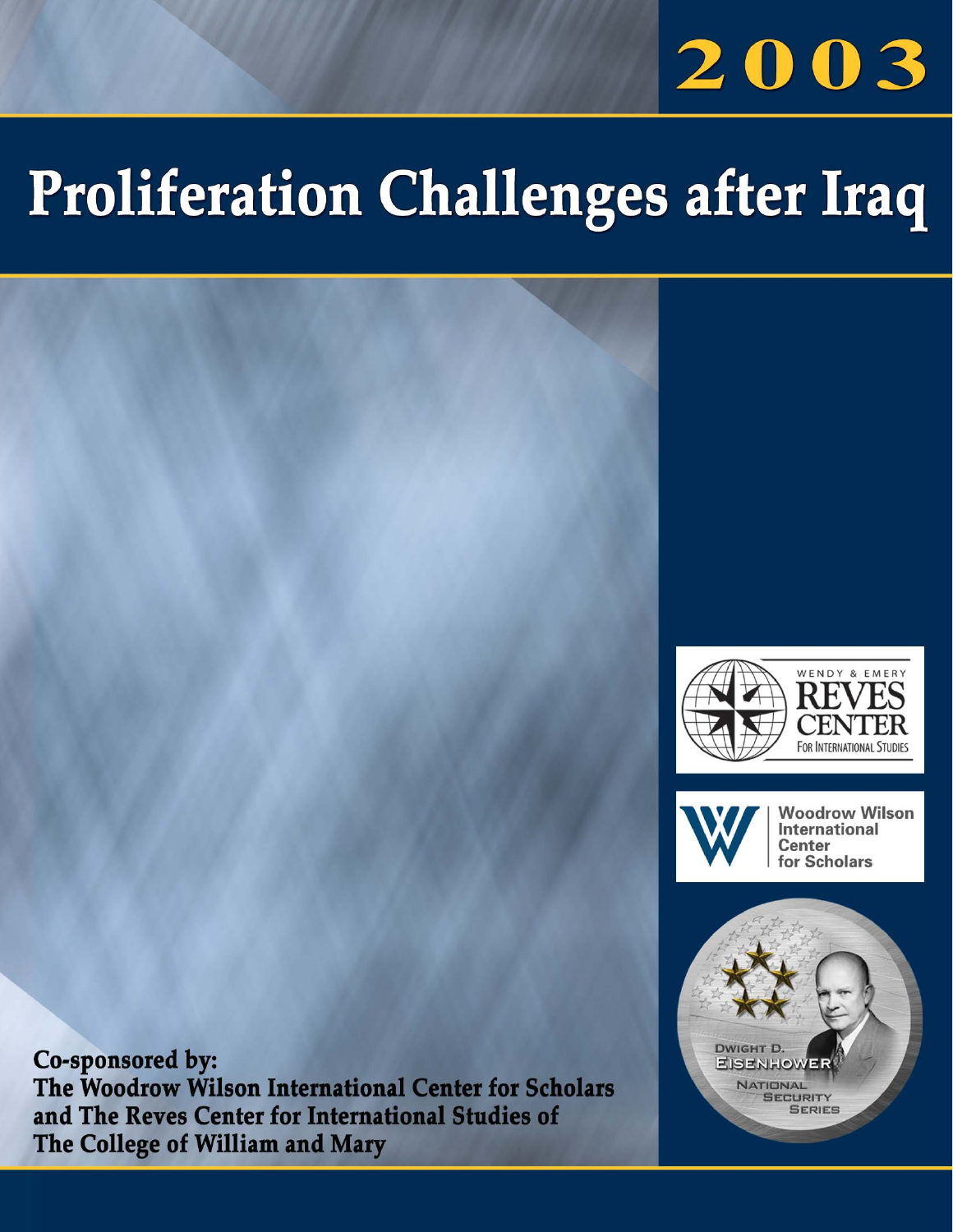# 2003

# Proliferation Challenges after Iraq

WENDY & EMERY REVES CENTER FOR INTERNATIONAL STUDIES

Woodrow Wilson International Center for Scholars

DWIGHT D. EISENHOWER NATIONAL SECURITY SERIES

**Co-sponsored by:**
**The Woodrow Wilson International Center for Scholars and The Reves Center for International Studies of The College of William and Mary**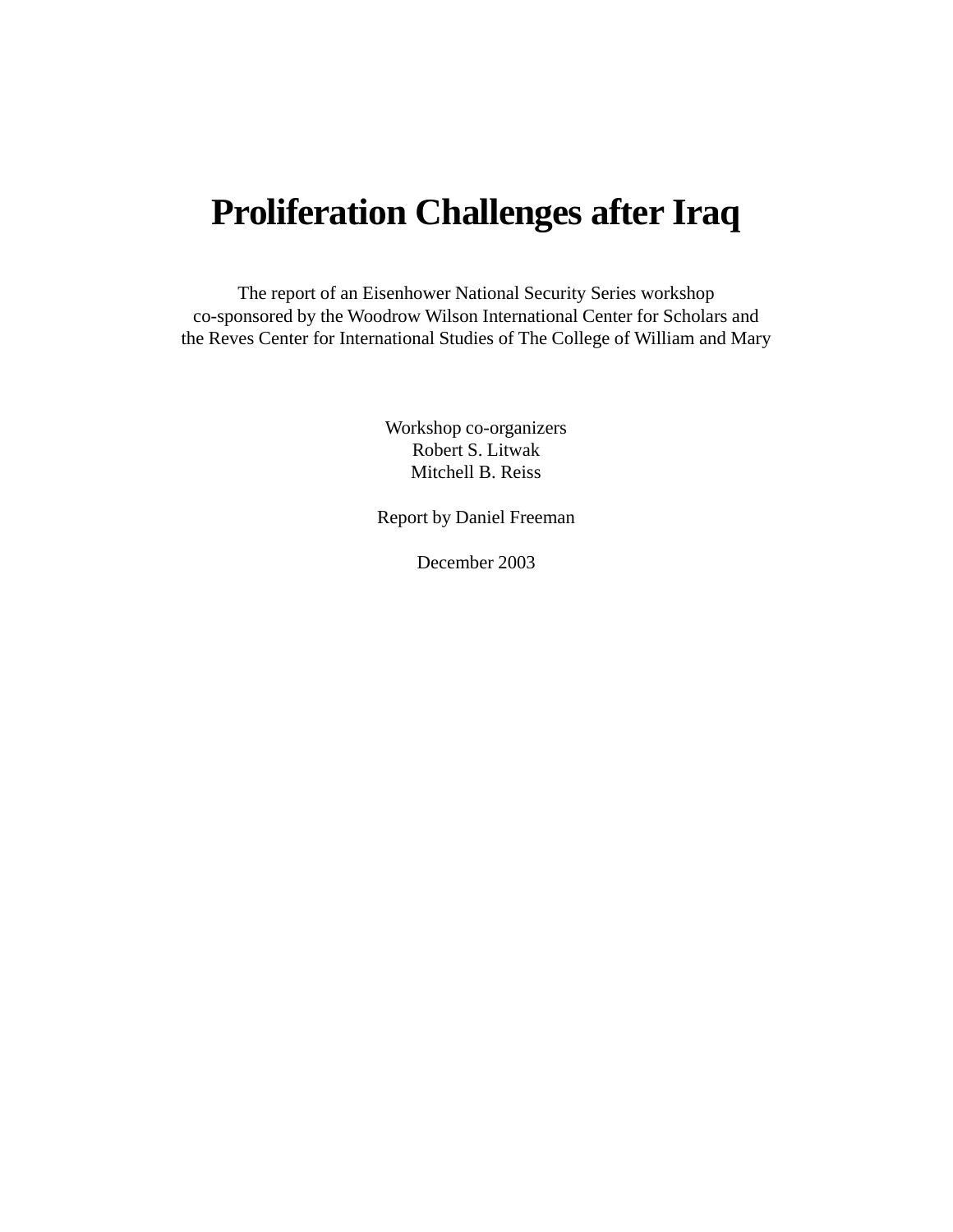# Proliferation Challenges after Iraq

The report of an Eisenhower National Security Series workshop
co-sponsored by the Woodrow Wilson International Center for Scholars and
the Reves Center for International Studies of The College of William and Mary

Workshop co-organizers
Robert S. Litwak
Mitchell B. Reiss

Report by Daniel Freeman

December 2003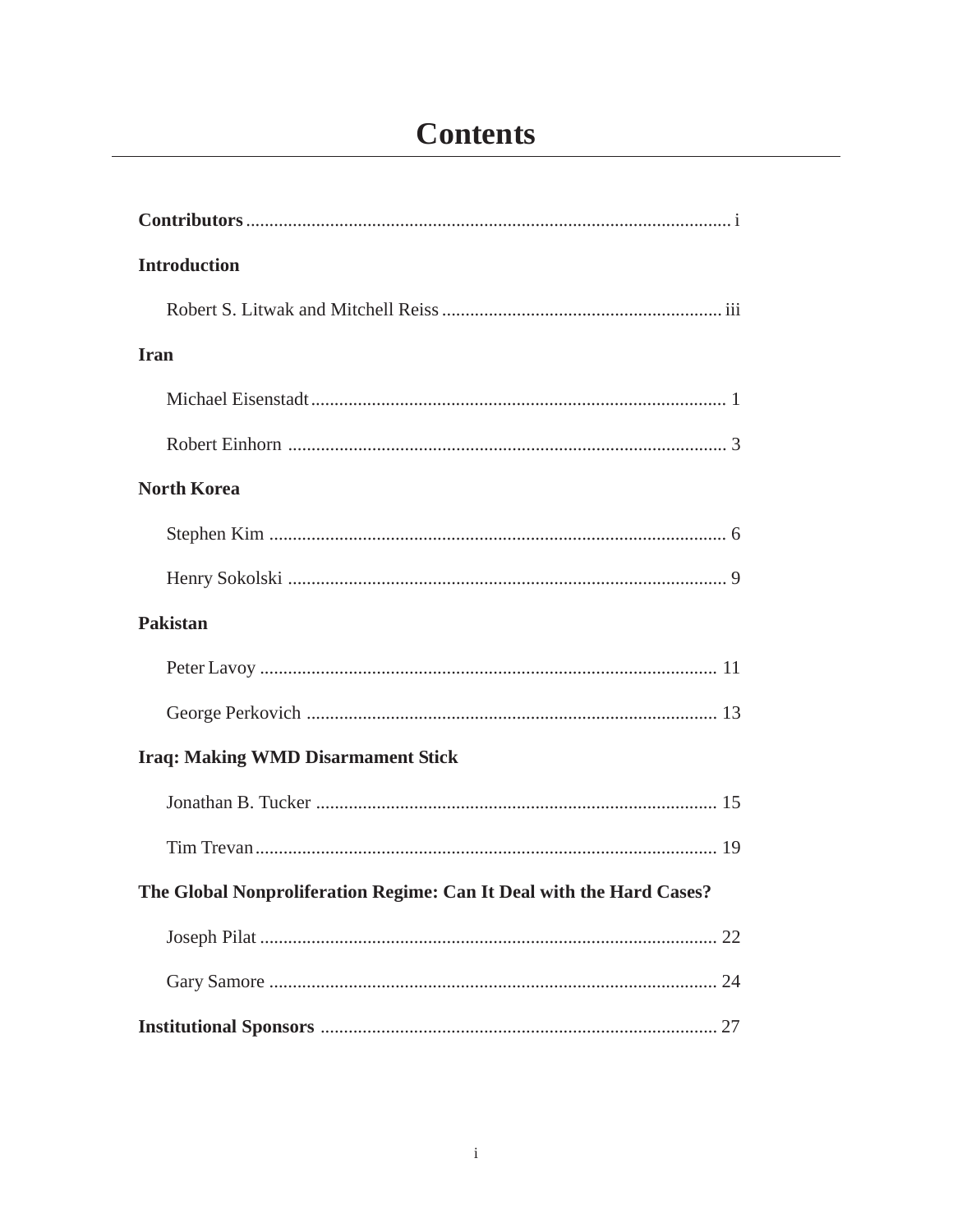# Contents

**Contributors** ....................................................................................................... i

**Introduction**

Robert S. Litwak and Mitchell Reiss ............................................................ iii

**Iran**

Michael Eisenstadt ........................................................................................ 1

Robert Einhorn ............................................................................................. 3

**North Korea**

Stephen Kim ................................................................................................. 6

Henry Sokolski ............................................................................................. 9

**Pakistan**

Peter Lavoy ................................................................................................. 11

George Perkovich ....................................................................................... 13

**Iraq: Making WMD Disarmament Stick**

Jonathan B. Tucker ..................................................................................... 15

Tim Trevan .................................................................................................. 19

**The Global Nonproliferation Regime: Can It Deal with the Hard Cases?**

Joseph Pilat ................................................................................................. 22

Gary Samore ............................................................................................... 24

**Institutional Sponsors** .................................................................................... 27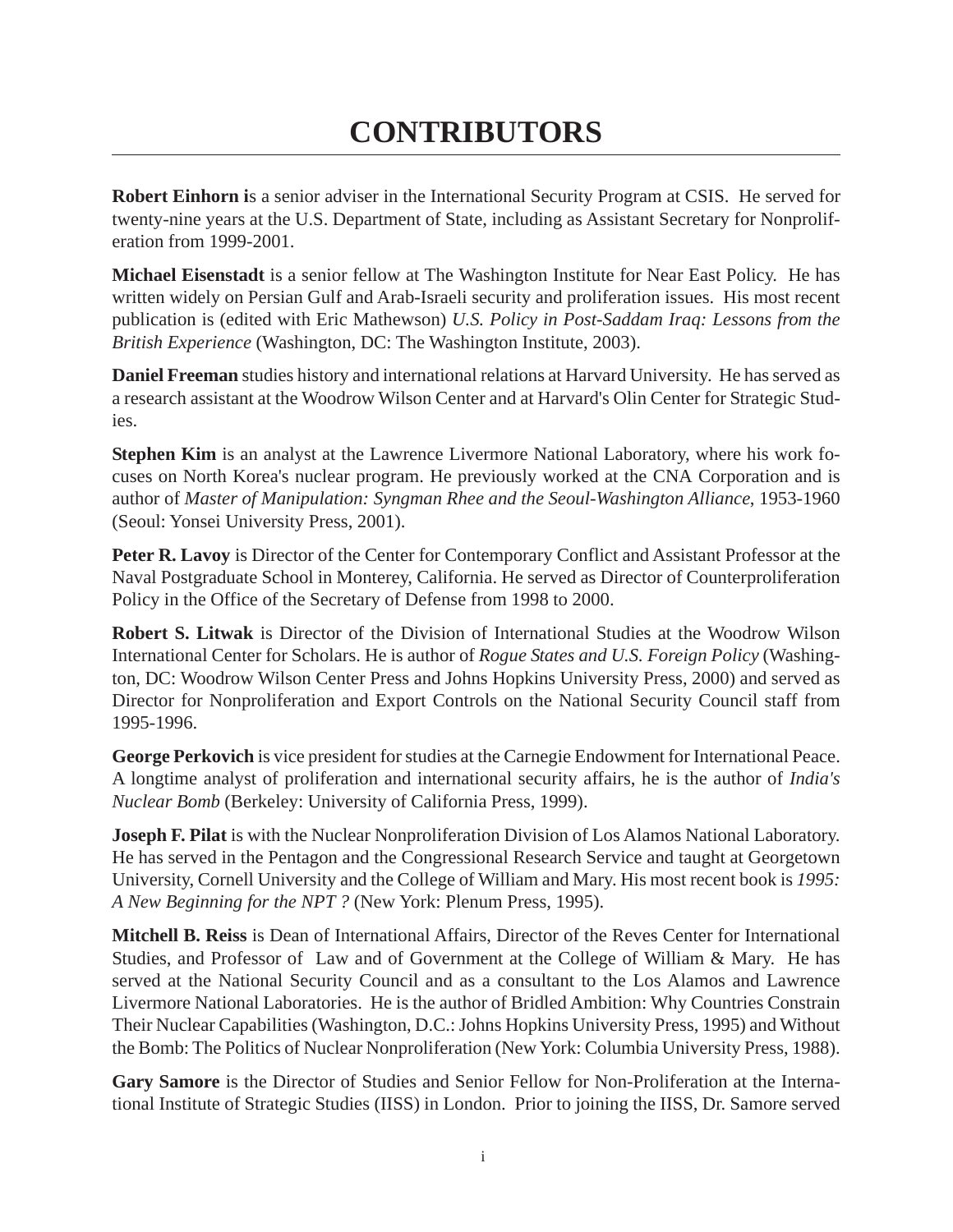# CONTRIBUTORS

**Robert Einhorn i**s a senior adviser in the International Security Program at CSIS. He served for twenty-nine years at the U.S. Department of State, including as Assistant Secretary for Nonproliferation from 1999-2001.

**Michael Eisenstadt** is a senior fellow at The Washington Institute for Near East Policy. He has written widely on Persian Gulf and Arab-Israeli security and proliferation issues. His most recent publication is (edited with Eric Mathewson) *U.S. Policy in Post-Saddam Iraq: Lessons from the British Experience* (Washington, DC: The Washington Institute, 2003).

**Daniel Freeman** studies history and international relations at Harvard University. He has served as a research assistant at the Woodrow Wilson Center and at Harvard's Olin Center for Strategic Studies.

**Stephen Kim** is an analyst at the Lawrence Livermore National Laboratory, where his work focuses on North Korea's nuclear program. He previously worked at the CNA Corporation and is author of *Master of Manipulation: Syngman Rhee and the Seoul-Washington Alliance*, 1953-1960 (Seoul: Yonsei University Press, 2001).

**Peter R. Lavoy** is Director of the Center for Contemporary Conflict and Assistant Professor at the Naval Postgraduate School in Monterey, California. He served as Director of Counterproliferation Policy in the Office of the Secretary of Defense from 1998 to 2000.

**Robert S. Litwak** is Director of the Division of International Studies at the Woodrow Wilson International Center for Scholars. He is author of *Rogue States and U.S. Foreign Policy* (Washington, DC: Woodrow Wilson Center Press and Johns Hopkins University Press, 2000) and served as Director for Nonproliferation and Export Controls on the National Security Council staff from 1995-1996.

**George Perkovich** is vice president for studies at the Carnegie Endowment for International Peace. A longtime analyst of proliferation and international security affairs, he is the author of *India's Nuclear Bomb* (Berkeley: University of California Press, 1999).

**Joseph F. Pilat** is with the Nuclear Nonproliferation Division of Los Alamos National Laboratory. He has served in the Pentagon and the Congressional Research Service and taught at Georgetown University, Cornell University and the College of William and Mary. His most recent book is *1995: A New Beginning for the NPT ?* (New York: Plenum Press, 1995).

**Mitchell B. Reiss** is Dean of International Affairs, Director of the Reves Center for International Studies, and Professor of Law and of Government at the College of William & Mary. He has served at the National Security Council and as a consultant to the Los Alamos and Lawrence Livermore National Laboratories. He is the author of Bridled Ambition: Why Countries Constrain Their Nuclear Capabilities (Washington, D.C.: Johns Hopkins University Press, 1995) and Without the Bomb: The Politics of Nuclear Nonproliferation (New York: Columbia University Press, 1988).

**Gary Samore** is the Director of Studies and Senior Fellow for Non-Proliferation at the International Institute of Strategic Studies (IISS) in London. Prior to joining the IISS, Dr. Samore served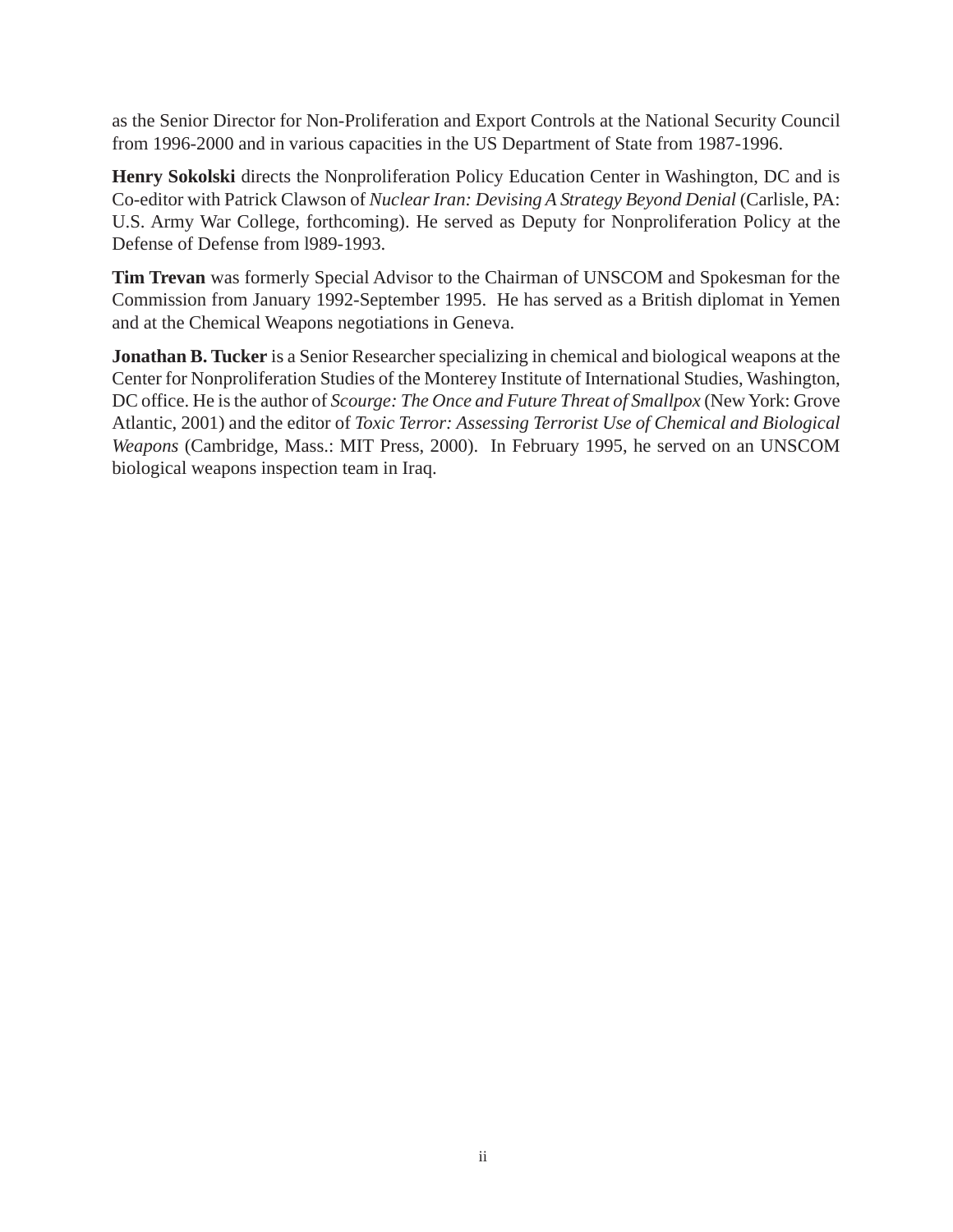as the Senior Director for Non-Proliferation and Export Controls at the National Security Council from 1996-2000 and in various capacities in the US Department of State from 1987-1996.

**Henry Sokolski** directs the Nonproliferation Policy Education Center in Washington, DC and is Co-editor with Patrick Clawson of *Nuclear Iran: Devising A Strategy Beyond Denial* (Carlisle, PA: U.S. Army War College, forthcoming). He served as Deputy for Nonproliferation Policy at the Defense of Defense from l989-1993.

**Tim Trevan** was formerly Special Advisor to the Chairman of UNSCOM and Spokesman for the Commission from January 1992-September 1995. He has served as a British diplomat in Yemen and at the Chemical Weapons negotiations in Geneva.

**Jonathan B. Tucker** is a Senior Researcher specializing in chemical and biological weapons at the Center for Nonproliferation Studies of the Monterey Institute of International Studies, Washington, DC office. He is the author of *Scourge: The Once and Future Threat of Smallpox* (New York: Grove Atlantic, 2001) and the editor of *Toxic Terror: Assessing Terrorist Use of Chemical and Biological Weapons* (Cambridge, Mass.: MIT Press, 2000). In February 1995, he served on an UNSCOM biological weapons inspection team in Iraq.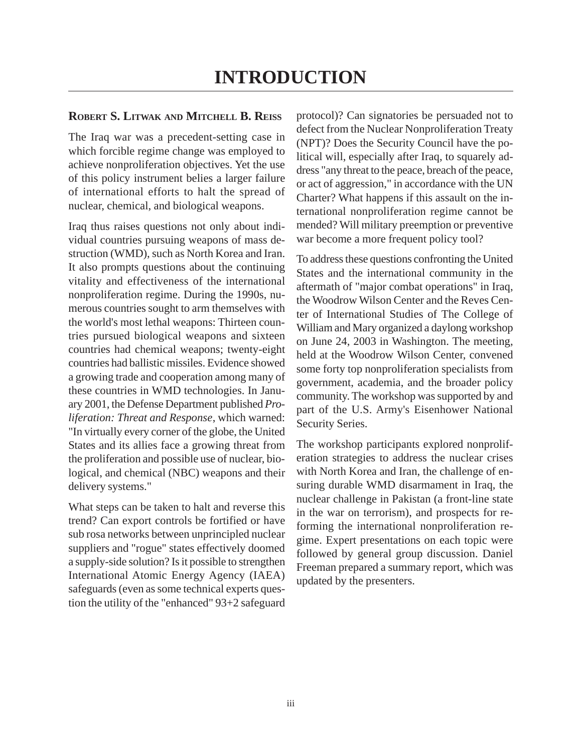# INTRODUCTION

**Robert S. Litwak and Mitchell B. Reiss**

The Iraq war was a precedent-setting case in which forcible regime change was employed to achieve nonproliferation objectives. Yet the use of this policy instrument belies a larger failure of international efforts to halt the spread of nuclear, chemical, and biological weapons.

Iraq thus raises questions not only about individual countries pursuing weapons of mass destruction (WMD), such as North Korea and Iran. It also prompts questions about the continuing vitality and effectiveness of the international nonproliferation regime. During the 1990s, numerous countries sought to arm themselves with the world's most lethal weapons: Thirteen countries pursued biological weapons and sixteen countries had chemical weapons; twenty-eight countries had ballistic missiles. Evidence showed a growing trade and cooperation among many of these countries in WMD technologies. In January 2001, the Defense Department published *Proliferation: Threat and Response*, which warned: "In virtually every corner of the globe, the United States and its allies face a growing threat from the proliferation and possible use of nuclear, biological, and chemical (NBC) weapons and their delivery systems."

What steps can be taken to halt and reverse this trend? Can export controls be fortified or have sub rosa networks between unprincipled nuclear suppliers and "rogue" states effectively doomed a supply-side solution? Is it possible to strengthen International Atomic Energy Agency (IAEA) safeguards (even as some technical experts question the utility of the "enhanced" 93+2 safeguard protocol)? Can signatories be persuaded not to defect from the Nuclear Nonproliferation Treaty (NPT)? Does the Security Council have the political will, especially after Iraq, to squarely address "any threat to the peace, breach of the peace, or act of aggression," in accordance with the UN Charter? What happens if this assault on the international nonproliferation regime cannot be mended? Will military preemption or preventive war become a more frequent policy tool?

To address these questions confronting the United States and the international community in the aftermath of "major combat operations" in Iraq, the Woodrow Wilson Center and the Reves Center of International Studies of The College of William and Mary organized a daylong workshop on June 24, 2003 in Washington. The meeting, held at the Woodrow Wilson Center, convened some forty top nonproliferation specialists from government, academia, and the broader policy community. The workshop was supported by and part of the U.S. Army's Eisenhower National Security Series.

The workshop participants explored nonproliferation strategies to address the nuclear crises with North Korea and Iran, the challenge of ensuring durable WMD disarmament in Iraq, the nuclear challenge in Pakistan (a front-line state in the war on terrorism), and prospects for reforming the international nonproliferation regime. Expert presentations on each topic were followed by general group discussion. Daniel Freeman prepared a summary report, which was updated by the presenters.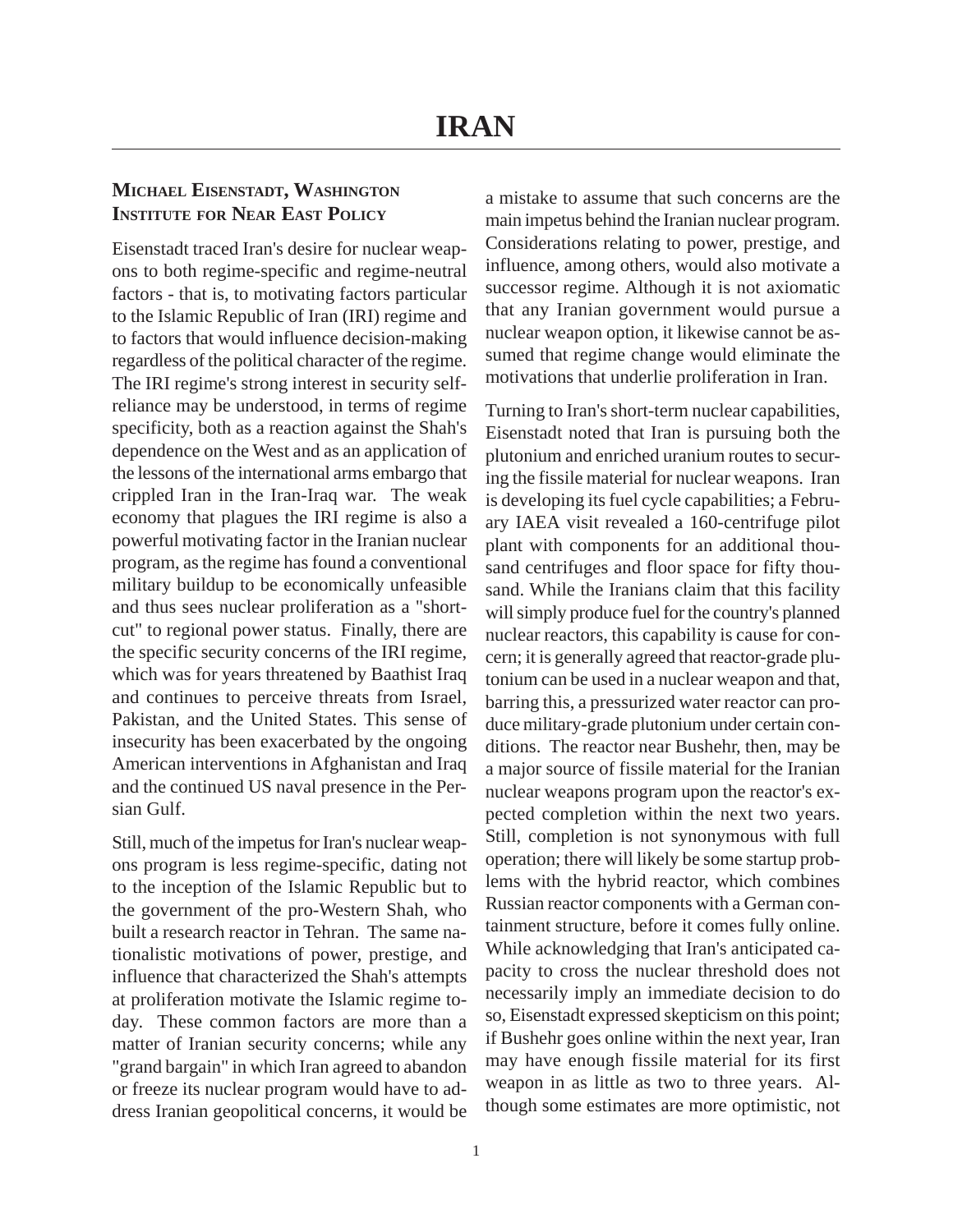# IRAN

### Michael Eisenstadt, Washington Institute for Near East Policy

Eisenstadt traced Iran's desire for nuclear weapons to both regime-specific and regime-neutral factors - that is, to motivating factors particular to the Islamic Republic of Iran (IRI) regime and to factors that would influence decision-making regardless of the political character of the regime. The IRI regime's strong interest in security self-reliance may be understood, in terms of regime specificity, both as a reaction against the Shah's dependence on the West and as an application of the lessons of the international arms embargo that crippled Iran in the Iran-Iraq war. The weak economy that plagues the IRI regime is also a powerful motivating factor in the Iranian nuclear program, as the regime has found a conventional military buildup to be economically unfeasible and thus sees nuclear proliferation as a "short-cut" to regional power status. Finally, there are the specific security concerns of the IRI regime, which was for years threatened by Baathist Iraq and continues to perceive threats from Israel, Pakistan, and the United States. This sense of insecurity has been exacerbated by the ongoing American interventions in Afghanistan and Iraq and the continued US naval presence in the Persian Gulf.

Still, much of the impetus for Iran's nuclear weapons program is less regime-specific, dating not to the inception of the Islamic Republic but to the government of the pro-Western Shah, who built a research reactor in Tehran. The same nationalistic motivations of power, prestige, and influence that characterized the Shah's attempts at proliferation motivate the Islamic regime today. These common factors are more than a matter of Iranian security concerns; while any "grand bargain" in which Iran agreed to abandon or freeze its nuclear program would have to address Iranian geopolitical concerns, it would be a mistake to assume that such concerns are the main impetus behind the Iranian nuclear program. Considerations relating to power, prestige, and influence, among others, would also motivate a successor regime. Although it is not axiomatic that any Iranian government would pursue a nuclear weapon option, it likewise cannot be assumed that regime change would eliminate the motivations that underlie proliferation in Iran.

Turning to Iran's short-term nuclear capabilities, Eisenstadt noted that Iran is pursuing both the plutonium and enriched uranium routes to securing the fissile material for nuclear weapons. Iran is developing its fuel cycle capabilities; a February IAEA visit revealed a 160-centrifuge pilot plant with components for an additional thousand centrifuges and floor space for fifty thousand. While the Iranians claim that this facility will simply produce fuel for the country's planned nuclear reactors, this capability is cause for concern; it is generally agreed that reactor-grade plutonium can be used in a nuclear weapon and that, barring this, a pressurized water reactor can produce military-grade plutonium under certain conditions. The reactor near Bushehr, then, may be a major source of fissile material for the Iranian nuclear weapons program upon the reactor's expected completion within the next two years. Still, completion is not synonymous with full operation; there will likely be some startup problems with the hybrid reactor, which combines Russian reactor components with a German containment structure, before it comes fully online. While acknowledging that Iran's anticipated capacity to cross the nuclear threshold does not necessarily imply an immediate decision to do so, Eisenstadt expressed skepticism on this point; if Bushehr goes online within the next year, Iran may have enough fissile material for its first weapon in as little as two to three years. Although some estimates are more optimistic, not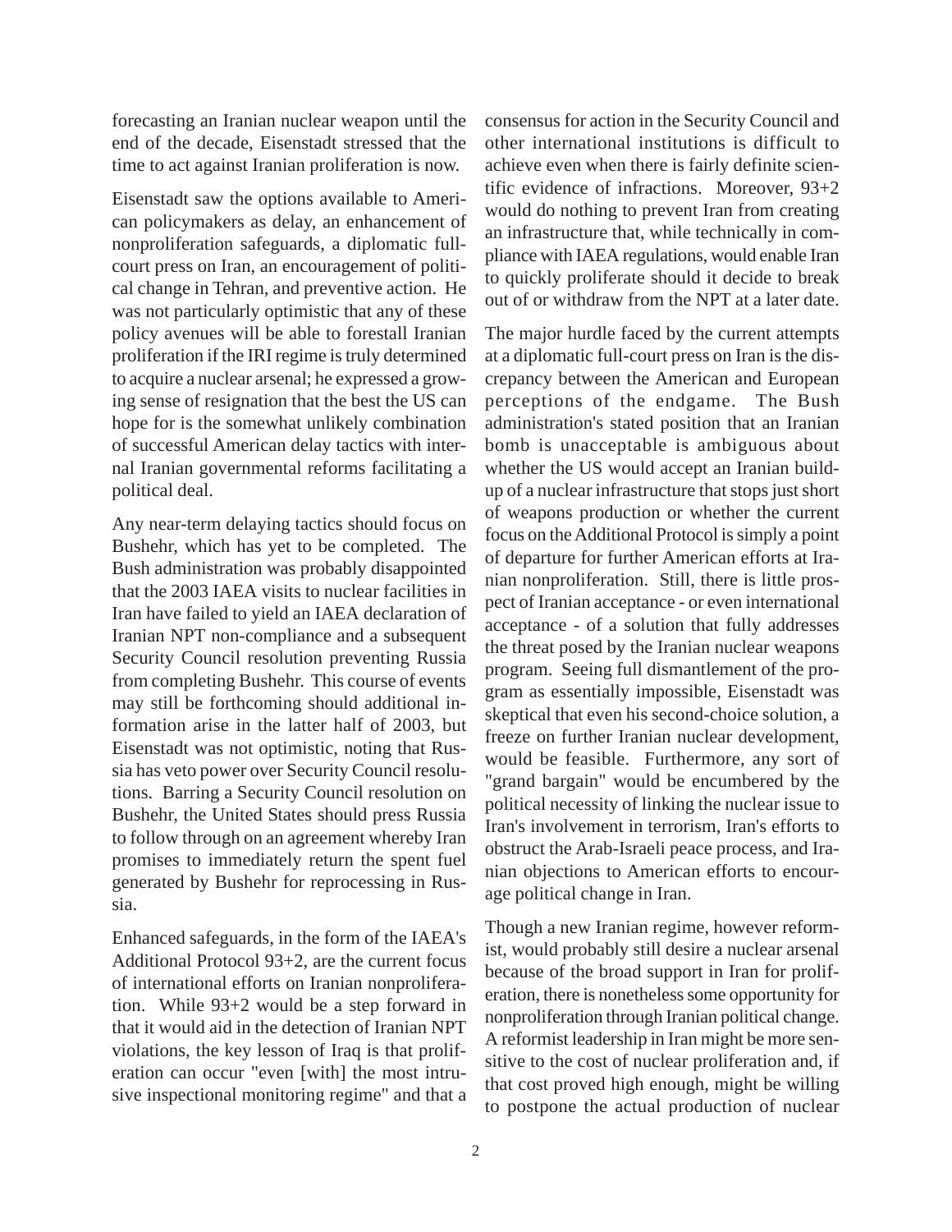forecasting an Iranian nuclear weapon until the end of the decade, Eisenstadt stressed that the time to act against Iranian proliferation is now.

Eisenstadt saw the options available to American policymakers as delay, an enhancement of nonproliferation safeguards, a diplomatic full-court press on Iran, an encouragement of political change in Tehran, and preventive action. He was not particularly optimistic that any of these policy avenues will be able to forestall Iranian proliferation if the IRI regime is truly determined to acquire a nuclear arsenal; he expressed a growing sense of resignation that the best the US can hope for is the somewhat unlikely combination of successful American delay tactics with internal Iranian governmental reforms facilitating a political deal.

Any near-term delaying tactics should focus on Bushehr, which has yet to be completed. The Bush administration was probably disappointed that the 2003 IAEA visits to nuclear facilities in Iran have failed to yield an IAEA declaration of Iranian NPT non-compliance and a subsequent Security Council resolution preventing Russia from completing Bushehr. This course of events may still be forthcoming should additional information arise in the latter half of 2003, but Eisenstadt was not optimistic, noting that Russia has veto power over Security Council resolutions. Barring a Security Council resolution on Bushehr, the United States should press Russia to follow through on an agreement whereby Iran promises to immediately return the spent fuel generated by Bushehr for reprocessing in Russia.

Enhanced safeguards, in the form of the IAEA's Additional Protocol 93+2, are the current focus of international efforts on Iranian nonproliferation. While 93+2 would be a step forward in that it would aid in the detection of Iranian NPT violations, the key lesson of Iraq is that proliferation can occur "even [with] the most intrusive inspectional monitoring regime" and that a consensus for action in the Security Council and other international institutions is difficult to achieve even when there is fairly definite scientific evidence of infractions. Moreover, 93+2 would do nothing to prevent Iran from creating an infrastructure that, while technically in compliance with IAEA regulations, would enable Iran to quickly proliferate should it decide to break out of or withdraw from the NPT at a later date.

The major hurdle faced by the current attempts at a diplomatic full-court press on Iran is the discrepancy between the American and European perceptions of the endgame. The Bush administration's stated position that an Iranian bomb is unacceptable is ambiguous about whether the US would accept an Iranian build-up of a nuclear infrastructure that stops just short of weapons production or whether the current focus on the Additional Protocol is simply a point of departure for further American efforts at Iranian nonproliferation. Still, there is little prospect of Iranian acceptance - or even international acceptance - of a solution that fully addresses the threat posed by the Iranian nuclear weapons program. Seeing full dismantlement of the program as essentially impossible, Eisenstadt was skeptical that even his second-choice solution, a freeze on further Iranian nuclear development, would be feasible. Furthermore, any sort of "grand bargain" would be encumbered by the political necessity of linking the nuclear issue to Iran's involvement in terrorism, Iran's efforts to obstruct the Arab-Israeli peace process, and Iranian objections to American efforts to encourage political change in Iran.

Though a new Iranian regime, however reformist, would probably still desire a nuclear arsenal because of the broad support in Iran for proliferation, there is nonetheless some opportunity for nonproliferation through Iranian political change. A reformist leadership in Iran might be more sensitive to the cost of nuclear proliferation and, if that cost proved high enough, might be willing to postpone the actual production of nuclear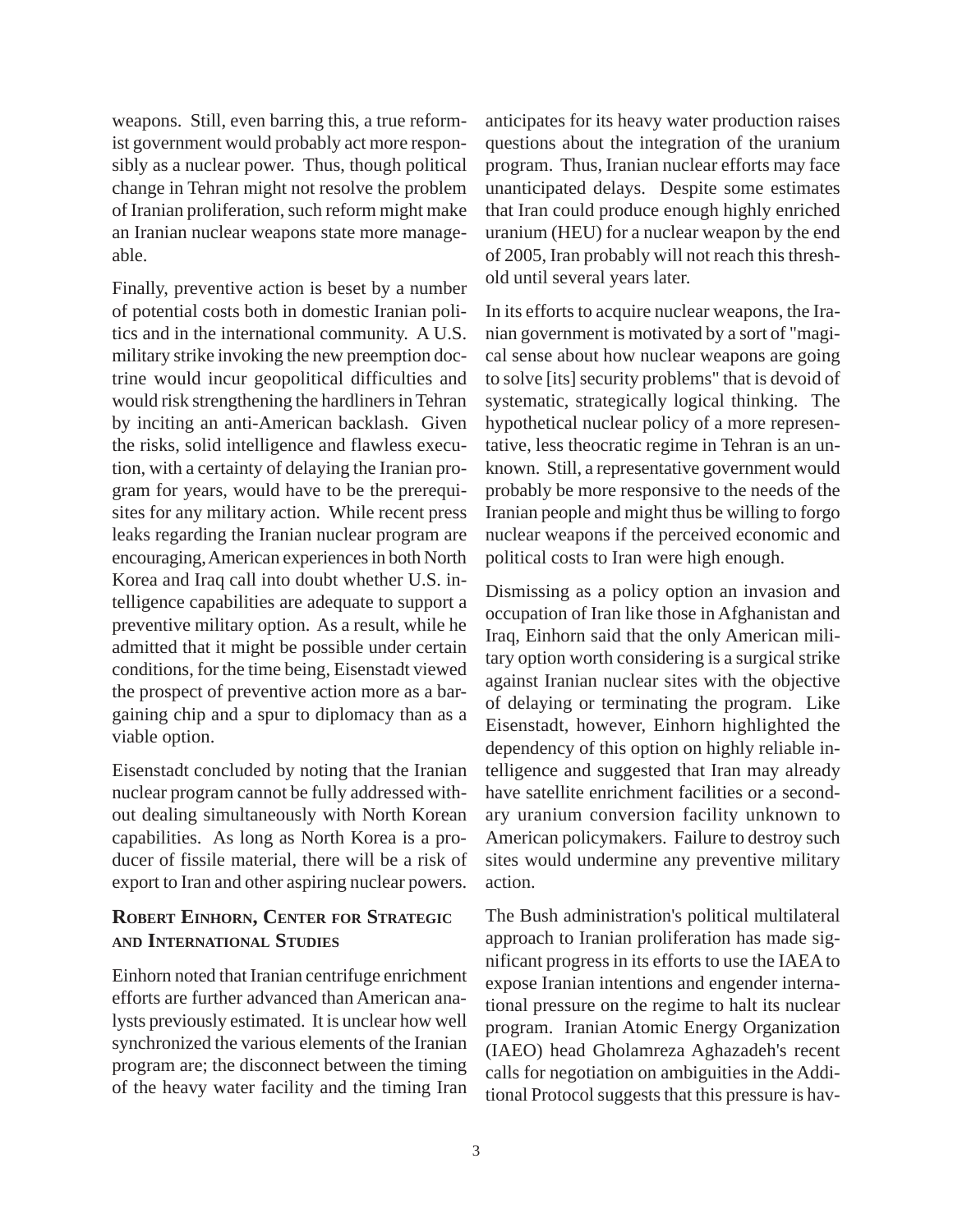weapons. Still, even barring this, a true reformist government would probably act more responsibly as a nuclear power. Thus, though political change in Tehran might not resolve the problem of Iranian proliferation, such reform might make an Iranian nuclear weapons state more manageable.

Finally, preventive action is beset by a number of potential costs both in domestic Iranian politics and in the international community. A U.S. military strike invoking the new preemption doctrine would incur geopolitical difficulties and would risk strengthening the hardliners in Tehran by inciting an anti-American backlash. Given the risks, solid intelligence and flawless execution, with a certainty of delaying the Iranian program for years, would have to be the prerequisites for any military action. While recent press leaks regarding the Iranian nuclear program are encouraging, American experiences in both North Korea and Iraq call into doubt whether U.S. intelligence capabilities are adequate to support a preventive military option. As a result, while he admitted that it might be possible under certain conditions, for the time being, Eisenstadt viewed the prospect of preventive action more as a bargaining chip and a spur to diplomacy than as a viable option.

Eisenstadt concluded by noting that the Iranian nuclear program cannot be fully addressed without dealing simultaneously with North Korean capabilities. As long as North Korea is a producer of fissile material, there will be a risk of export to Iran and other aspiring nuclear powers.

### Robert Einhorn, Center for Strategic and International Studies

Einhorn noted that Iranian centrifuge enrichment efforts are further advanced than American analysts previously estimated. It is unclear how well synchronized the various elements of the Iranian program are; the disconnect between the timing of the heavy water facility and the timing Iran anticipates for its heavy water production raises questions about the integration of the uranium program. Thus, Iranian nuclear efforts may face unanticipated delays. Despite some estimates that Iran could produce enough highly enriched uranium (HEU) for a nuclear weapon by the end of 2005, Iran probably will not reach this threshold until several years later.

In its efforts to acquire nuclear weapons, the Iranian government is motivated by a sort of "magical sense about how nuclear weapons are going to solve [its] security problems" that is devoid of systematic, strategically logical thinking. The hypothetical nuclear policy of a more representative, less theocratic regime in Tehran is an unknown. Still, a representative government would probably be more responsive to the needs of the Iranian people and might thus be willing to forgo nuclear weapons if the perceived economic and political costs to Iran were high enough.

Dismissing as a policy option an invasion and occupation of Iran like those in Afghanistan and Iraq, Einhorn said that the only American military option worth considering is a surgical strike against Iranian nuclear sites with the objective of delaying or terminating the program. Like Eisenstadt, however, Einhorn highlighted the dependency of this option on highly reliable intelligence and suggested that Iran may already have satellite enrichment facilities or a secondary uranium conversion facility unknown to American policymakers. Failure to destroy such sites would undermine any preventive military action.

The Bush administration's political multilateral approach to Iranian proliferation has made significant progress in its efforts to use the IAEA to expose Iranian intentions and engender international pressure on the regime to halt its nuclear program. Iranian Atomic Energy Organization (IAEO) head Gholamreza Aghazadeh's recent calls for negotiation on ambiguities in the Additional Protocol suggests that this pressure is hav-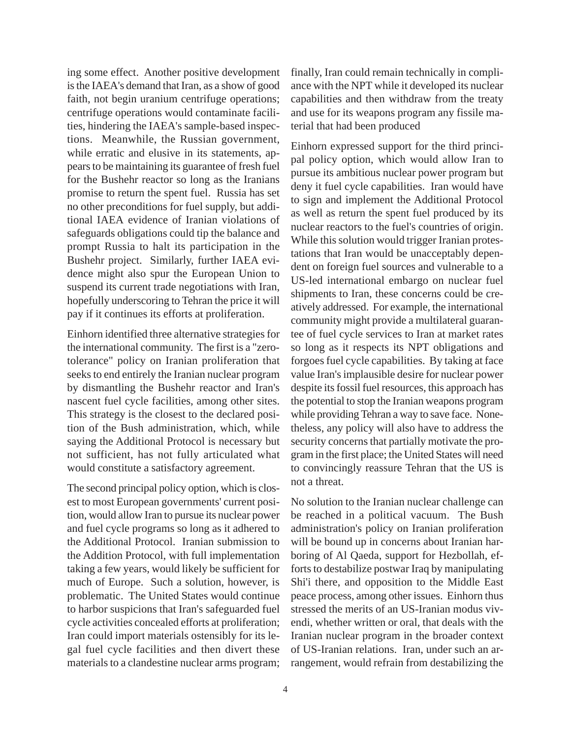ing some effect. Another positive development is the IAEA's demand that Iran, as a show of good faith, not begin uranium centrifuge operations; centrifuge operations would contaminate facilities, hindering the IAEA's sample-based inspections. Meanwhile, the Russian government, while erratic and elusive in its statements, appears to be maintaining its guarantee of fresh fuel for the Bushehr reactor so long as the Iranians promise to return the spent fuel. Russia has set no other preconditions for fuel supply, but additional IAEA evidence of Iranian violations of safeguards obligations could tip the balance and prompt Russia to halt its participation in the Bushehr project. Similarly, further IAEA evidence might also spur the European Union to suspend its current trade negotiations with Iran, hopefully underscoring to Tehran the price it will pay if it continues its efforts at proliferation.

Einhorn identified three alternative strategies for the international community. The first is a "zero-tolerance" policy on Iranian proliferation that seeks to end entirely the Iranian nuclear program by dismantling the Bushehr reactor and Iran's nascent fuel cycle facilities, among other sites. This strategy is the closest to the declared position of the Bush administration, which, while saying the Additional Protocol is necessary but not sufficient, has not fully articulated what would constitute a satisfactory agreement.

The second principal policy option, which is closest to most European governments' current position, would allow Iran to pursue its nuclear power and fuel cycle programs so long as it adhered to the Additional Protocol. Iranian submission to the Addition Protocol, with full implementation taking a few years, would likely be sufficient for much of Europe. Such a solution, however, is problematic. The United States would continue to harbor suspicions that Iran's safeguarded fuel cycle activities concealed efforts at proliferation; Iran could import materials ostensibly for its legal fuel cycle facilities and then divert these materials to a clandestine nuclear arms program; finally, Iran could remain technically in compliance with the NPT while it developed its nuclear capabilities and then withdraw from the treaty and use for its weapons program any fissile material that had been produced

Einhorn expressed support for the third principal policy option, which would allow Iran to pursue its ambitious nuclear power program but deny it fuel cycle capabilities. Iran would have to sign and implement the Additional Protocol as well as return the spent fuel produced by its nuclear reactors to the fuel's countries of origin. While this solution would trigger Iranian protestations that Iran would be unacceptably dependent on foreign fuel sources and vulnerable to a US-led international embargo on nuclear fuel shipments to Iran, these concerns could be creatively addressed. For example, the international community might provide a multilateral guarantee of fuel cycle services to Iran at market rates so long as it respects its NPT obligations and forgoes fuel cycle capabilities. By taking at face value Iran's implausible desire for nuclear power despite its fossil fuel resources, this approach has the potential to stop the Iranian weapons program while providing Tehran a way to save face. Nonetheless, any policy will also have to address the security concerns that partially motivate the program in the first place; the United States will need to convincingly reassure Tehran that the US is not a threat.

No solution to the Iranian nuclear challenge can be reached in a political vacuum. The Bush administration's policy on Iranian proliferation will be bound up in concerns about Iranian harboring of Al Qaeda, support for Hezbollah, efforts to destabilize postwar Iraq by manipulating Shi'i there, and opposition to the Middle East peace process, among other issues. Einhorn thus stressed the merits of an US-Iranian modus vivendi, whether written or oral, that deals with the Iranian nuclear program in the broader context of US-Iranian relations. Iran, under such an arrangement, would refrain from destabilizing the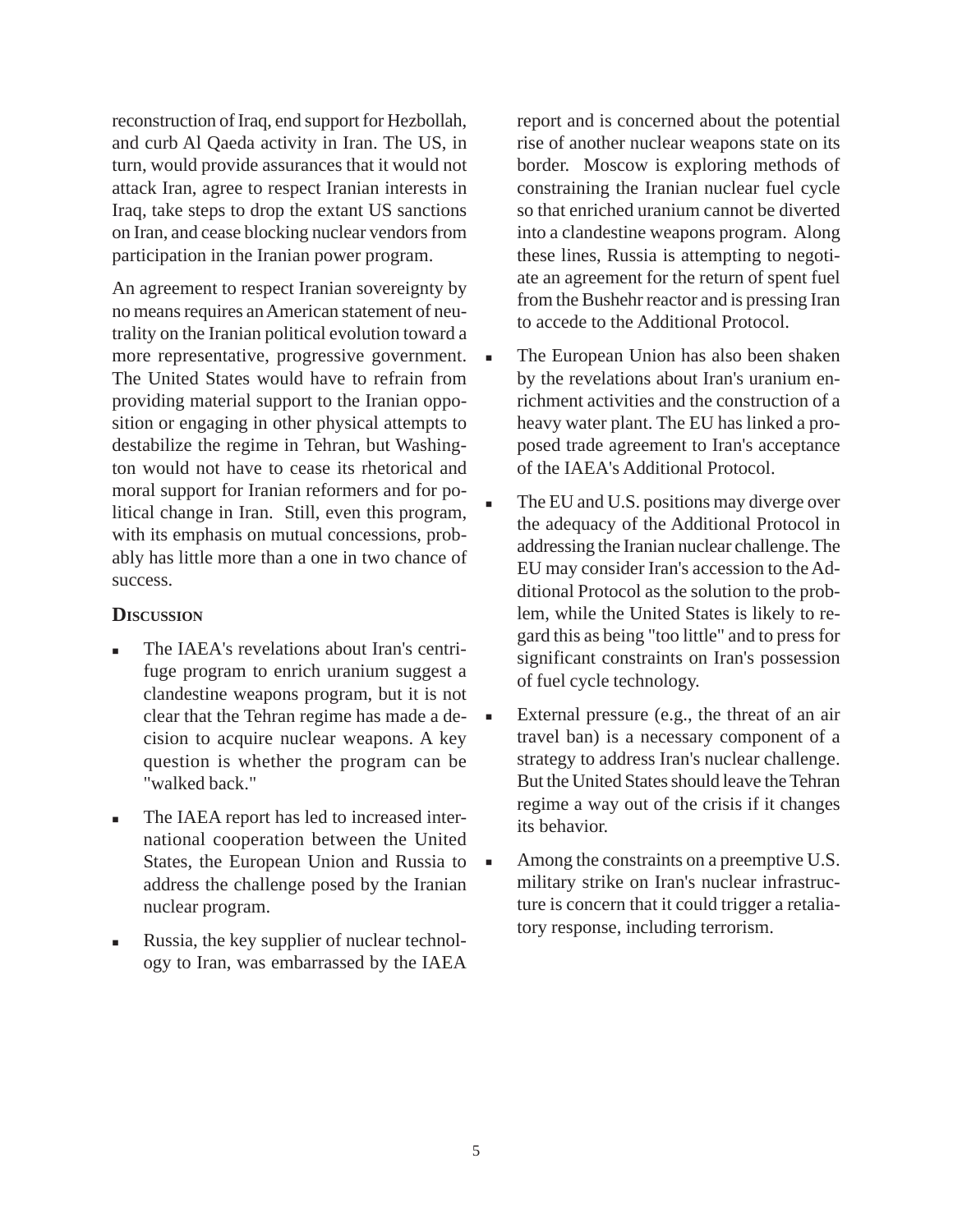reconstruction of Iraq, end support for Hezbollah, and curb Al Qaeda activity in Iran. The US, in turn, would provide assurances that it would not attack Iran, agree to respect Iranian interests in Iraq, take steps to drop the extant US sanctions on Iran, and cease blocking nuclear vendors from participation in the Iranian power program.

An agreement to respect Iranian sovereignty by no means requires an American statement of neutrality on the Iranian political evolution toward a more representative, progressive government. The United States would have to refrain from providing material support to the Iranian opposition or engaging in other physical attempts to destabilize the regime in Tehran, but Washington would not have to cease its rhetorical and moral support for Iranian reformers and for political change in Iran. Still, even this program, with its emphasis on mutual concessions, probably has little more than a one in two chance of success.

### Discussion

- The IAEA's revelations about Iran's centrifuge program to enrich uranium suggest a clandestine weapons program, but it is not clear that the Tehran regime has made a decision to acquire nuclear weapons. A key question is whether the program can be "walked back."
- The IAEA report has led to increased international cooperation between the United States, the European Union and Russia to address the challenge posed by the Iranian nuclear program.
- Russia, the key supplier of nuclear technology to Iran, was embarrassed by the IAEA report and is concerned about the potential rise of another nuclear weapons state on its border. Moscow is exploring methods of constraining the Iranian nuclear fuel cycle so that enriched uranium cannot be diverted into a clandestine weapons program. Along these lines, Russia is attempting to negotiate an agreement for the return of spent fuel from the Bushehr reactor and is pressing Iran to accede to the Additional Protocol.
- The European Union has also been shaken by the revelations about Iran's uranium enrichment activities and the construction of a heavy water plant. The EU has linked a proposed trade agreement to Iran's acceptance of the IAEA's Additional Protocol.
- The EU and U.S. positions may diverge over the adequacy of the Additional Protocol in addressing the Iranian nuclear challenge. The EU may consider Iran's accession to the Additional Protocol as the solution to the problem, while the United States is likely to regard this as being "too little" and to press for significant constraints on Iran's possession of fuel cycle technology.
- External pressure (e.g., the threat of an air travel ban) is a necessary component of a strategy to address Iran's nuclear challenge. But the United States should leave the Tehran regime a way out of the crisis if it changes its behavior.
- Among the constraints on a preemptive U.S. military strike on Iran's nuclear infrastructure is concern that it could trigger a retaliatory response, including terrorism.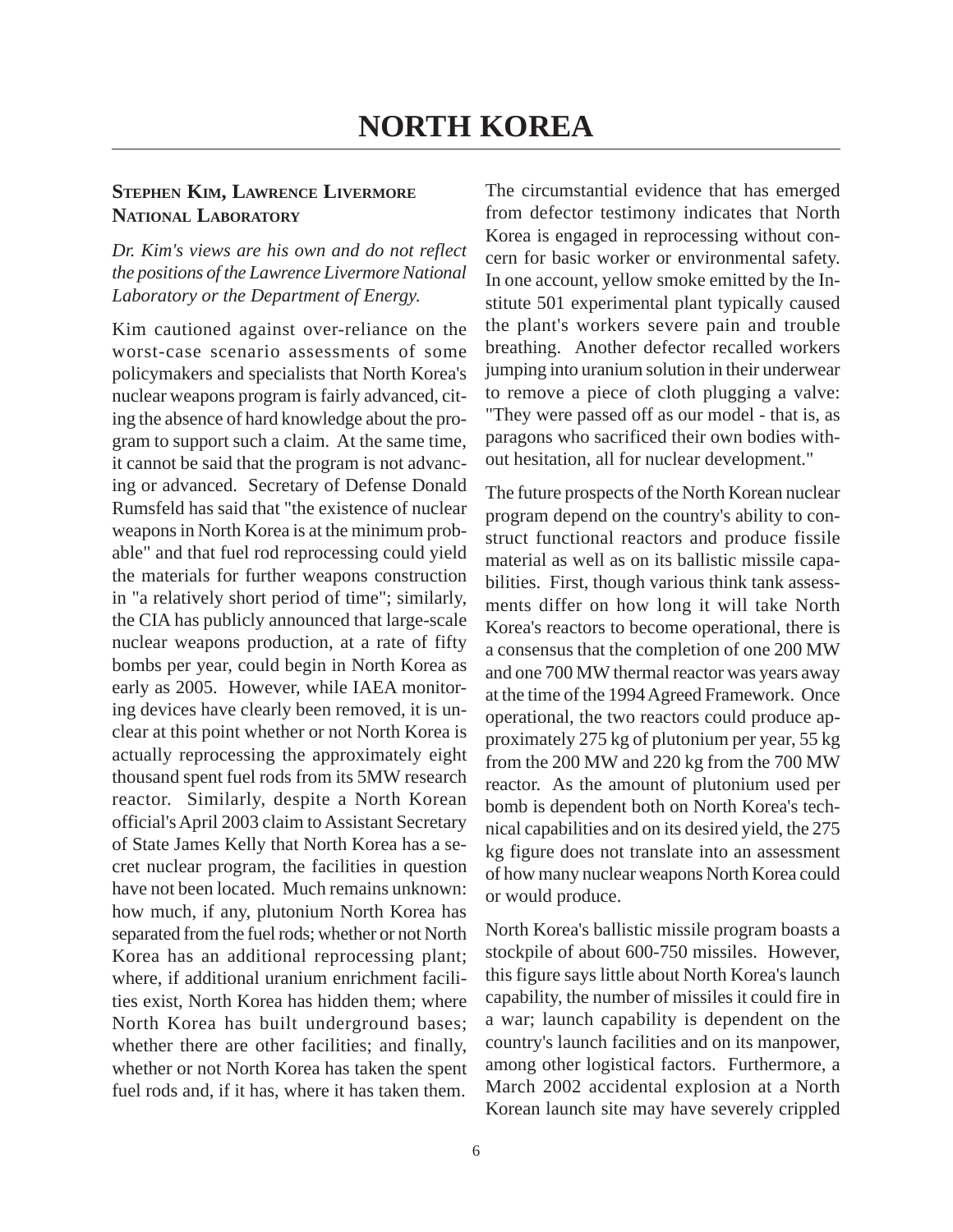# NORTH KOREA

### Stephen Kim, Lawrence Livermore National Laboratory

*Dr. Kim's views are his own and do not reflect the positions of the Lawrence Livermore National Laboratory or the Department of Energy.*

Kim cautioned against over-reliance on the worst-case scenario assessments of some policymakers and specialists that North Korea's nuclear weapons program is fairly advanced, citing the absence of hard knowledge about the program to support such a claim. At the same time, it cannot be said that the program is not advancing or advanced. Secretary of Defense Donald Rumsfeld has said that "the existence of nuclear weapons in North Korea is at the minimum probable" and that fuel rod reprocessing could yield the materials for further weapons construction in "a relatively short period of time"; similarly, the CIA has publicly announced that large-scale nuclear weapons production, at a rate of fifty bombs per year, could begin in North Korea as early as 2005. However, while IAEA monitoring devices have clearly been removed, it is unclear at this point whether or not North Korea is actually reprocessing the approximately eight thousand spent fuel rods from its 5MW research reactor. Similarly, despite a North Korean official's April 2003 claim to Assistant Secretary of State James Kelly that North Korea has a secret nuclear program, the facilities in question have not been located. Much remains unknown: how much, if any, plutonium North Korea has separated from the fuel rods; whether or not North Korea has an additional reprocessing plant; where, if additional uranium enrichment facilities exist, North Korea has hidden them; where North Korea has built underground bases; whether there are other facilities; and finally, whether or not North Korea has taken the spent fuel rods and, if it has, where it has taken them.

The circumstantial evidence that has emerged from defector testimony indicates that North Korea is engaged in reprocessing without concern for basic worker or environmental safety. In one account, yellow smoke emitted by the Institute 501 experimental plant typically caused the plant's workers severe pain and trouble breathing. Another defector recalled workers jumping into uranium solution in their underwear to remove a piece of cloth plugging a valve: "They were passed off as our model - that is, as paragons who sacrificed their own bodies without hesitation, all for nuclear development."

The future prospects of the North Korean nuclear program depend on the country's ability to construct functional reactors and produce fissile material as well as on its ballistic missile capabilities. First, though various think tank assessments differ on how long it will take North Korea's reactors to become operational, there is a consensus that the completion of one 200 MW and one 700 MW thermal reactor was years away at the time of the 1994 Agreed Framework. Once operational, the two reactors could produce approximately 275 kg of plutonium per year, 55 kg from the 200 MW and 220 kg from the 700 MW reactor. As the amount of plutonium used per bomb is dependent both on North Korea's technical capabilities and on its desired yield, the 275 kg figure does not translate into an assessment of how many nuclear weapons North Korea could or would produce.

North Korea's ballistic missile program boasts a stockpile of about 600-750 missiles. However, this figure says little about North Korea's launch capability, the number of missiles it could fire in a war; launch capability is dependent on the country's launch facilities and on its manpower, among other logistical factors. Furthermore, a March 2002 accidental explosion at a North Korean launch site may have severely crippled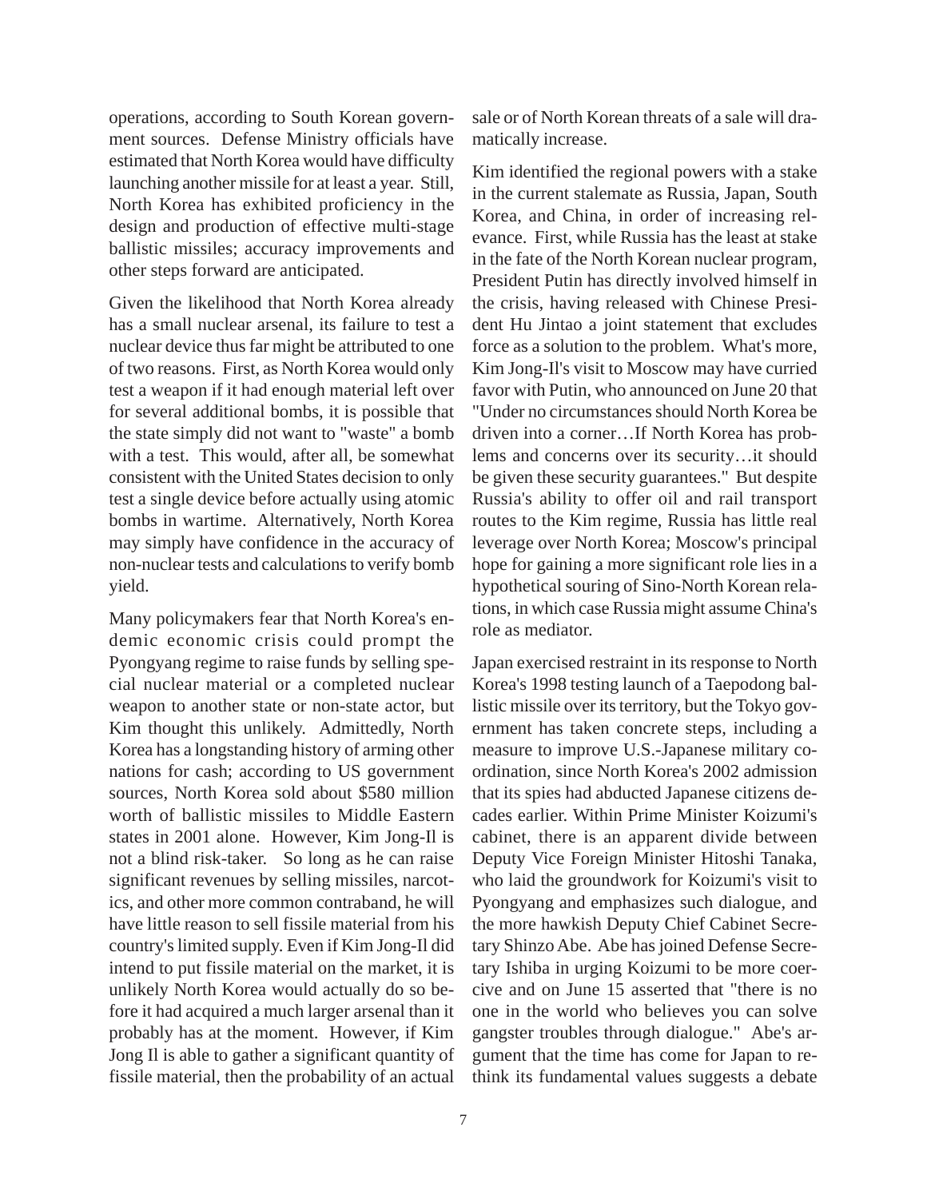operations, according to South Korean government sources. Defense Ministry officials have estimated that North Korea would have difficulty launching another missile for at least a year. Still, North Korea has exhibited proficiency in the design and production of effective multi-stage ballistic missiles; accuracy improvements and other steps forward are anticipated.

Given the likelihood that North Korea already has a small nuclear arsenal, its failure to test a nuclear device thus far might be attributed to one of two reasons. First, as North Korea would only test a weapon if it had enough material left over for several additional bombs, it is possible that the state simply did not want to "waste" a bomb with a test. This would, after all, be somewhat consistent with the United States decision to only test a single device before actually using atomic bombs in wartime. Alternatively, North Korea may simply have confidence in the accuracy of non-nuclear tests and calculations to verify bomb yield.

Many policymakers fear that North Korea's endemic economic crisis could prompt the Pyongyang regime to raise funds by selling special nuclear material or a completed nuclear weapon to another state or non-state actor, but Kim thought this unlikely. Admittedly, North Korea has a longstanding history of arming other nations for cash; according to US government sources, North Korea sold about $580 million worth of ballistic missiles to Middle Eastern states in 2001 alone. However, Kim Jong-Il is not a blind risk-taker. So long as he can raise significant revenues by selling missiles, narcotics, and other more common contraband, he will have little reason to sell fissile material from his country's limited supply. Even if Kim Jong-Il did intend to put fissile material on the market, it is unlikely North Korea would actually do so before it had acquired a much larger arsenal than it probably has at the moment. However, if Kim Jong Il is able to gather a significant quantity of fissile material, then the probability of an actual sale or of North Korean threats of a sale will dramatically increase.

Kim identified the regional powers with a stake in the current stalemate as Russia, Japan, South Korea, and China, in order of increasing relevance. First, while Russia has the least at stake in the fate of the North Korean nuclear program, President Putin has directly involved himself in the crisis, having released with Chinese President Hu Jintao a joint statement that excludes force as a solution to the problem. What's more, Kim Jong-Il's visit to Moscow may have curried favor with Putin, who announced on June 20 that "Under no circumstances should North Korea be driven into a corner…If North Korea has problems and concerns over its security…it should be given these security guarantees." But despite Russia's ability to offer oil and rail transport routes to the Kim regime, Russia has little real leverage over North Korea; Moscow's principal hope for gaining a more significant role lies in a hypothetical souring of Sino-North Korean relations, in which case Russia might assume China's role as mediator.

Japan exercised restraint in its response to North Korea's 1998 testing launch of a Taepodong ballistic missile over its territory, but the Tokyo government has taken concrete steps, including a measure to improve U.S.-Japanese military coordination, since North Korea's 2002 admission that its spies had abducted Japanese citizens decades earlier. Within Prime Minister Koizumi's cabinet, there is an apparent divide between Deputy Vice Foreign Minister Hitoshi Tanaka, who laid the groundwork for Koizumi's visit to Pyongyang and emphasizes such dialogue, and the more hawkish Deputy Chief Cabinet Secretary Shinzo Abe. Abe has joined Defense Secretary Ishiba in urging Koizumi to be more coercive and on June 15 asserted that "there is no one in the world who believes you can solve gangster troubles through dialogue." Abe's argument that the time has come for Japan to rethink its fundamental values suggests a debate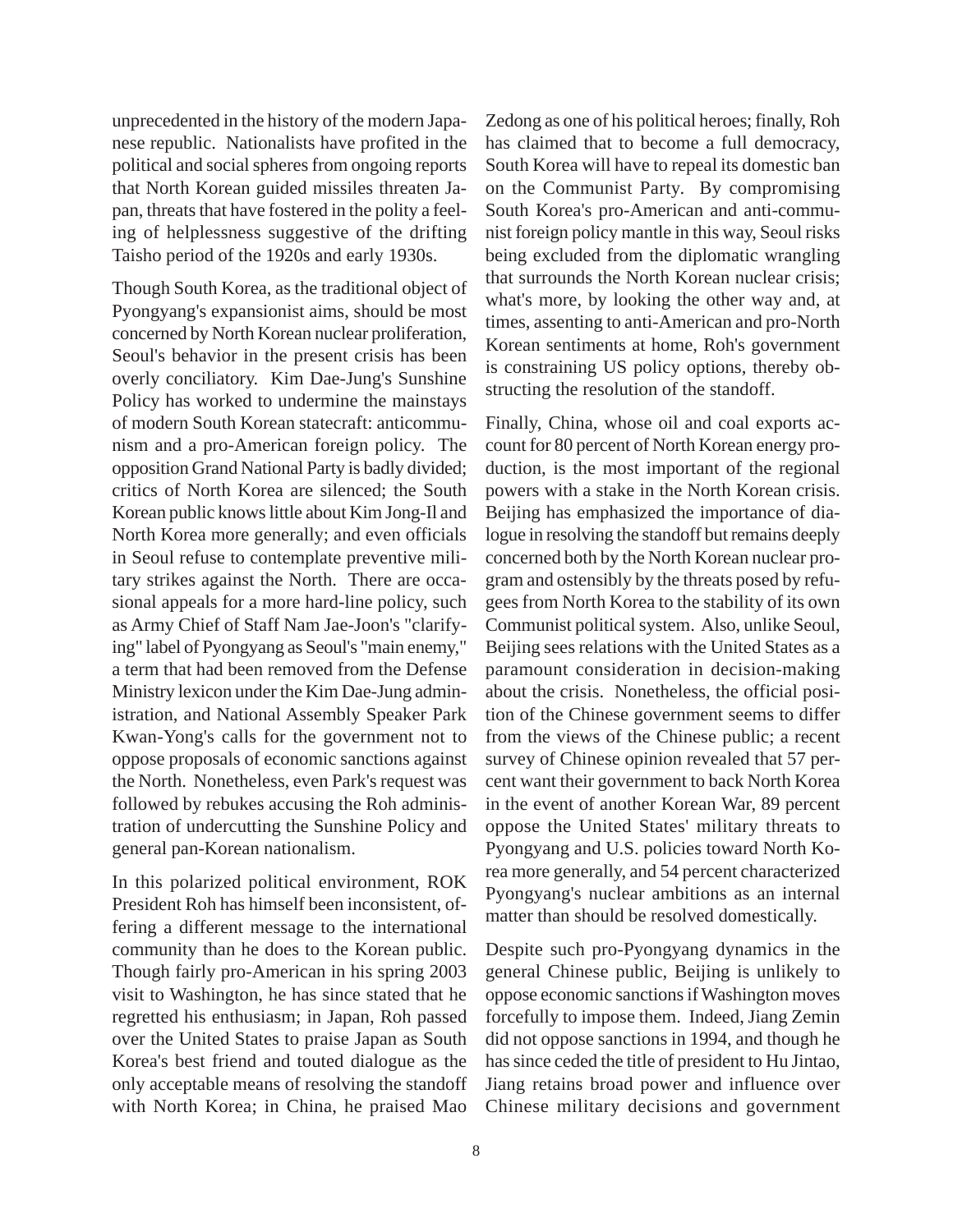unprecedented in the history of the modern Japanese republic. Nationalists have profited in the political and social spheres from ongoing reports that North Korean guided missiles threaten Japan, threats that have fostered in the polity a feeling of helplessness suggestive of the drifting Taisho period of the 1920s and early 1930s.

Though South Korea, as the traditional object of Pyongyang's expansionist aims, should be most concerned by North Korean nuclear proliferation, Seoul's behavior in the present crisis has been overly conciliatory. Kim Dae-Jung's Sunshine Policy has worked to undermine the mainstays of modern South Korean statecraft: anticommunism and a pro-American foreign policy. The opposition Grand National Party is badly divided; critics of North Korea are silenced; the South Korean public knows little about Kim Jong-Il and North Korea more generally; and even officials in Seoul refuse to contemplate preventive military strikes against the North. There are occasional appeals for a more hard-line policy, such as Army Chief of Staff Nam Jae-Joon's "clarifying" label of Pyongyang as Seoul's "main enemy," a term that had been removed from the Defense Ministry lexicon under the Kim Dae-Jung administration, and National Assembly Speaker Park Kwan-Yong's calls for the government not to oppose proposals of economic sanctions against the North. Nonetheless, even Park's request was followed by rebukes accusing the Roh administration of undercutting the Sunshine Policy and general pan-Korean nationalism.

In this polarized political environment, ROK President Roh has himself been inconsistent, offering a different message to the international community than he does to the Korean public. Though fairly pro-American in his spring 2003 visit to Washington, he has since stated that he regretted his enthusiasm; in Japan, Roh passed over the United States to praise Japan as South Korea's best friend and touted dialogue as the only acceptable means of resolving the standoff with North Korea; in China, he praised Mao Zedong as one of his political heroes; finally, Roh has claimed that to become a full democracy, South Korea will have to repeal its domestic ban on the Communist Party. By compromising South Korea's pro-American and anti-communist foreign policy mantle in this way, Seoul risks being excluded from the diplomatic wrangling that surrounds the North Korean nuclear crisis; what's more, by looking the other way and, at times, assenting to anti-American and pro-North Korean sentiments at home, Roh's government is constraining US policy options, thereby obstructing the resolution of the standoff.

Finally, China, whose oil and coal exports account for 80 percent of North Korean energy production, is the most important of the regional powers with a stake in the North Korean crisis. Beijing has emphasized the importance of dialogue in resolving the standoff but remains deeply concerned both by the North Korean nuclear program and ostensibly by the threats posed by refugees from North Korea to the stability of its own Communist political system. Also, unlike Seoul, Beijing sees relations with the United States as a paramount consideration in decision-making about the crisis. Nonetheless, the official position of the Chinese government seems to differ from the views of the Chinese public; a recent survey of Chinese opinion revealed that 57 percent want their government to back North Korea in the event of another Korean War, 89 percent oppose the United States' military threats to Pyongyang and U.S. policies toward North Korea more generally, and 54 percent characterized Pyongyang's nuclear ambitions as an internal matter than should be resolved domestically.

Despite such pro-Pyongyang dynamics in the general Chinese public, Beijing is unlikely to oppose economic sanctions if Washington moves forcefully to impose them. Indeed, Jiang Zemin did not oppose sanctions in 1994, and though he has since ceded the title of president to Hu Jintao, Jiang retains broad power and influence over Chinese military decisions and government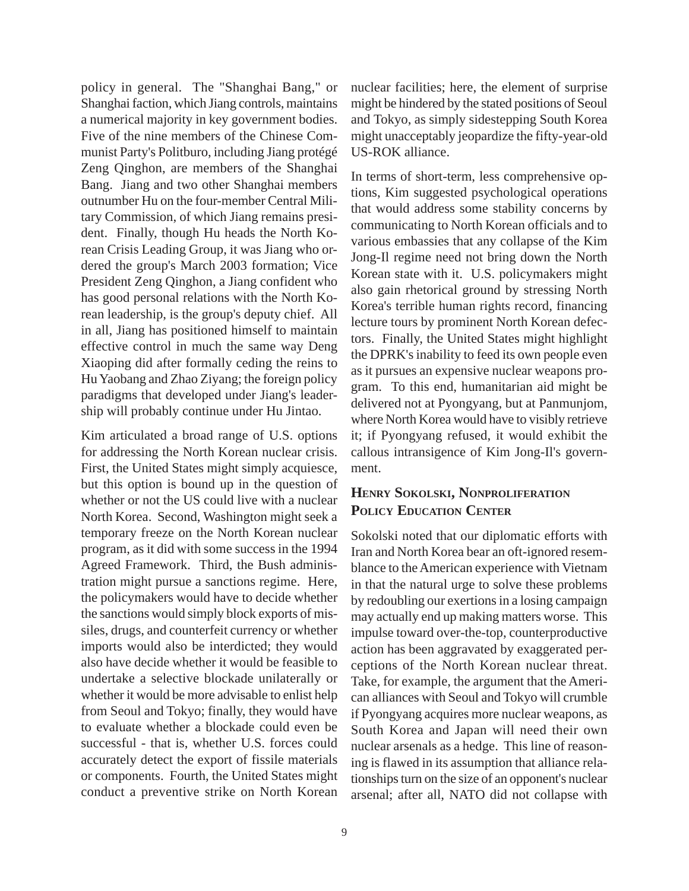policy in general. The "Shanghai Bang," or Shanghai faction, which Jiang controls, maintains a numerical majority in key government bodies. Five of the nine members of the Chinese Communist Party's Politburo, including Jiang protégé Zeng Qinghon, are members of the Shanghai Bang. Jiang and two other Shanghai members outnumber Hu on the four-member Central Military Commission, of which Jiang remains president. Finally, though Hu heads the North Korean Crisis Leading Group, it was Jiang who ordered the group's March 2003 formation; Vice President Zeng Qinghon, a Jiang confident who has good personal relations with the North Korean leadership, is the group's deputy chief. All in all, Jiang has positioned himself to maintain effective control in much the same way Deng Xiaoping did after formally ceding the reins to Hu Yaobang and Zhao Ziyang; the foreign policy paradigms that developed under Jiang's leadership will probably continue under Hu Jintao.

Kim articulated a broad range of U.S. options for addressing the North Korean nuclear crisis. First, the United States might simply acquiesce, but this option is bound up in the question of whether or not the US could live with a nuclear North Korea. Second, Washington might seek a temporary freeze on the North Korean nuclear program, as it did with some success in the 1994 Agreed Framework. Third, the Bush administration might pursue a sanctions regime. Here, the policymakers would have to decide whether the sanctions would simply block exports of missiles, drugs, and counterfeit currency or whether imports would also be interdicted; they would also have decide whether it would be feasible to undertake a selective blockade unilaterally or whether it would be more advisable to enlist help from Seoul and Tokyo; finally, they would have to evaluate whether a blockade could even be successful - that is, whether U.S. forces could accurately detect the export of fissile materials or components. Fourth, the United States might conduct a preventive strike on North Korean nuclear facilities; here, the element of surprise might be hindered by the stated positions of Seoul and Tokyo, as simply sidestepping South Korea might unacceptably jeopardize the fifty-year-old US-ROK alliance.

In terms of short-term, less comprehensive options, Kim suggested psychological operations that would address some stability concerns by communicating to North Korean officials and to various embassies that any collapse of the Kim Jong-Il regime need not bring down the North Korean state with it. U.S. policymakers might also gain rhetorical ground by stressing North Korea's terrible human rights record, financing lecture tours by prominent North Korean defectors. Finally, the United States might highlight the DPRK's inability to feed its own people even as it pursues an expensive nuclear weapons program. To this end, humanitarian aid might be delivered not at Pyongyang, but at Panmunjom, where North Korea would have to visibly retrieve it; if Pyongyang refused, it would exhibit the callous intransigence of Kim Jong-Il's government.

## Henry Sokolski, Nonproliferation Policy Education Center

Sokolski noted that our diplomatic efforts with Iran and North Korea bear an oft-ignored resemblance to the American experience with Vietnam in that the natural urge to solve these problems by redoubling our exertions in a losing campaign may actually end up making matters worse. This impulse toward over-the-top, counterproductive action has been aggravated by exaggerated perceptions of the North Korean nuclear threat. Take, for example, the argument that the American alliances with Seoul and Tokyo will crumble if Pyongyang acquires more nuclear weapons, as South Korea and Japan will need their own nuclear arsenals as a hedge. This line of reasoning is flawed in its assumption that alliance relationships turn on the size of an opponent's nuclear arsenal; after all, NATO did not collapse with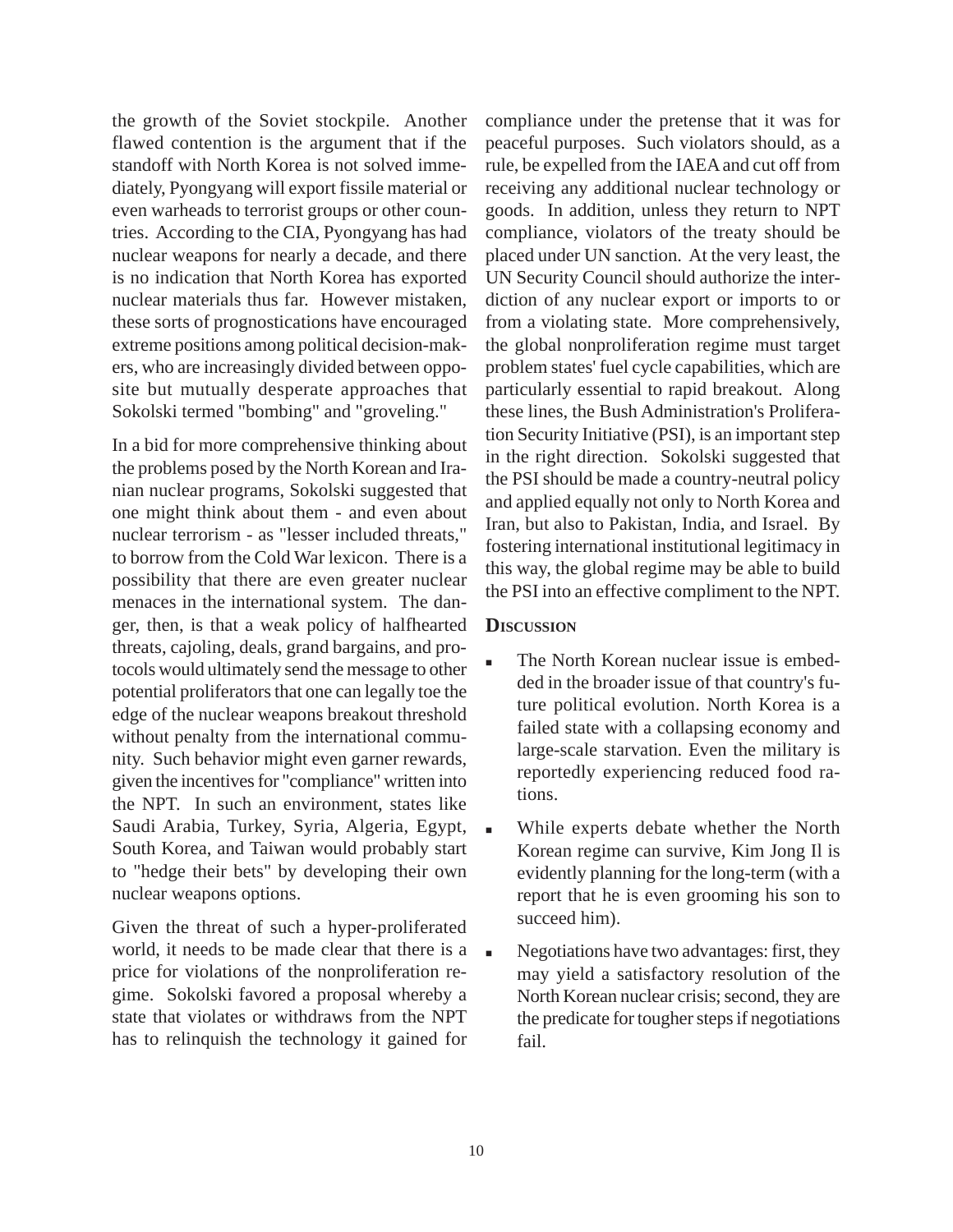the growth of the Soviet stockpile. Another flawed contention is the argument that if the standoff with North Korea is not solved immediately, Pyongyang will export fissile material or even warheads to terrorist groups or other countries. According to the CIA, Pyongyang has had nuclear weapons for nearly a decade, and there is no indication that North Korea has exported nuclear materials thus far. However mistaken, these sorts of prognostications have encouraged extreme positions among political decision-makers, who are increasingly divided between opposite but mutually desperate approaches that Sokolski termed "bombing" and "groveling."

In a bid for more comprehensive thinking about the problems posed by the North Korean and Iranian nuclear programs, Sokolski suggested that one might think about them - and even about nuclear terrorism - as "lesser included threats," to borrow from the Cold War lexicon. There is a possibility that there are even greater nuclear menaces in the international system. The danger, then, is that a weak policy of halfhearted threats, cajoling, deals, grand bargains, and protocols would ultimately send the message to other potential proliferators that one can legally toe the edge of the nuclear weapons breakout threshold without penalty from the international community. Such behavior might even garner rewards, given the incentives for "compliance" written into the NPT. In such an environment, states like Saudi Arabia, Turkey, Syria, Algeria, Egypt, South Korea, and Taiwan would probably start to "hedge their bets" by developing their own nuclear weapons options.

Given the threat of such a hyper-proliferated world, it needs to be made clear that there is a price for violations of the nonproliferation regime. Sokolski favored a proposal whereby a state that violates or withdraws from the NPT has to relinquish the technology it gained for compliance under the pretense that it was for peaceful purposes. Such violators should, as a rule, be expelled from the IAEA and cut off from receiving any additional nuclear technology or goods. In addition, unless they return to NPT compliance, violators of the treaty should be placed under UN sanction. At the very least, the UN Security Council should authorize the interdiction of any nuclear export or imports to or from a violating state. More comprehensively, the global nonproliferation regime must target problem states' fuel cycle capabilities, which are particularly essential to rapid breakout. Along these lines, the Bush Administration's Proliferation Security Initiative (PSI), is an important step in the right direction. Sokolski suggested that the PSI should be made a country-neutral policy and applied equally not only to North Korea and Iran, but also to Pakistan, India, and Israel. By fostering international institutional legitimacy in this way, the global regime may be able to build the PSI into an effective compliment to the NPT.

### Discussion

- The North Korean nuclear issue is embedded in the broader issue of that country's future political evolution. North Korea is a failed state with a collapsing economy and large-scale starvation. Even the military is reportedly experiencing reduced food rations.
- While experts debate whether the North Korean regime can survive, Kim Jong Il is evidently planning for the long-term (with a report that he is even grooming his son to succeed him).
- Negotiations have two advantages: first, they may yield a satisfactory resolution of the North Korean nuclear crisis; second, they are the predicate for tougher steps if negotiations fail.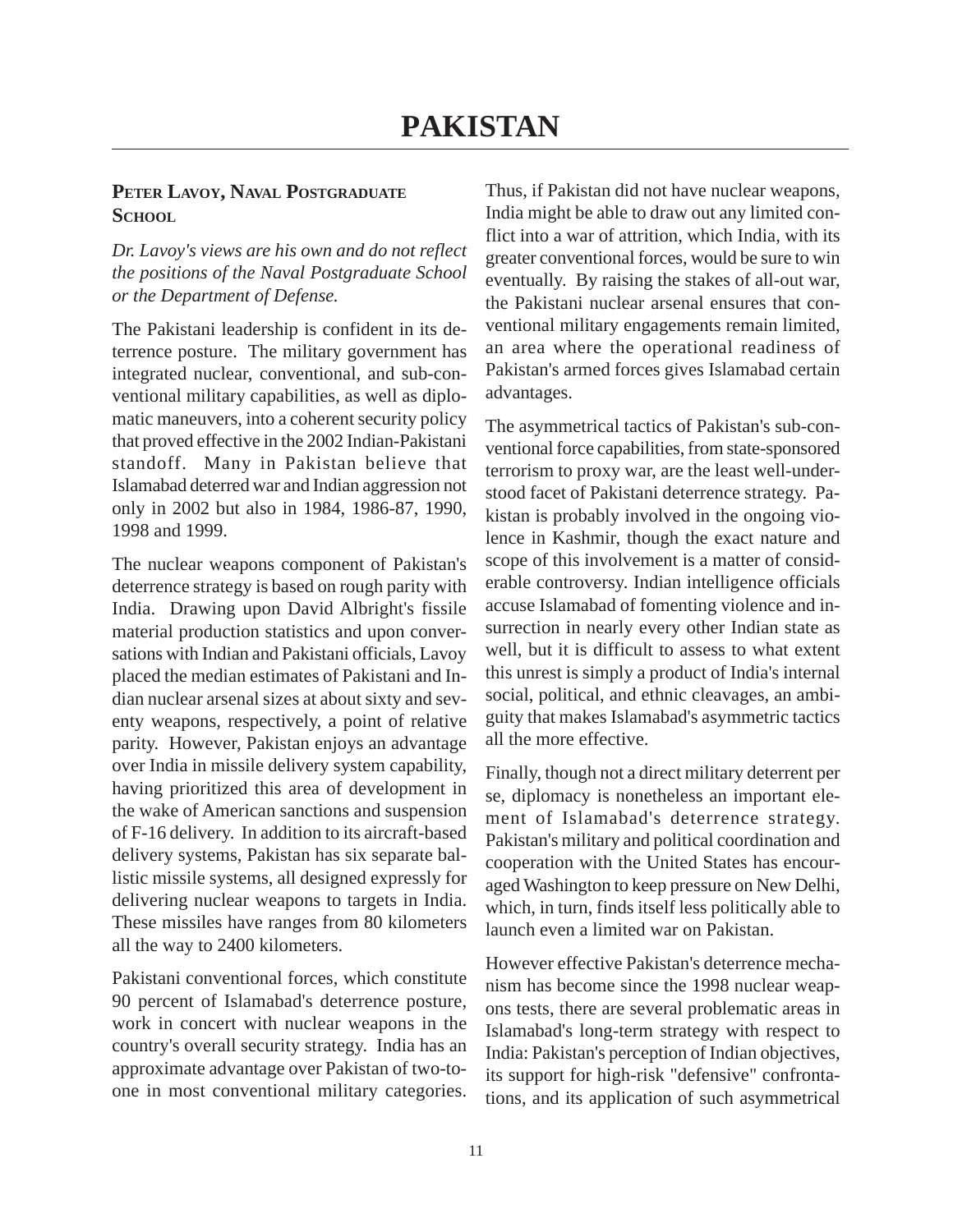# PAKISTAN

### Peter Lavoy, Naval Postgraduate School

*Dr. Lavoy's views are his own and do not reflect the positions of the Naval Postgraduate School or the Department of Defense.*

The Pakistani leadership is confident in its deterrence posture. The military government has integrated nuclear, conventional, and sub-conventional military capabilities, as well as diplomatic maneuvers, into a coherent security policy that proved effective in the 2002 Indian-Pakistani standoff. Many in Pakistan believe that Islamabad deterred war and Indian aggression not only in 2002 but also in 1984, 1986-87, 1990, 1998 and 1999.

The nuclear weapons component of Pakistan's deterrence strategy is based on rough parity with India. Drawing upon David Albright's fissile material production statistics and upon conversations with Indian and Pakistani officials, Lavoy placed the median estimates of Pakistani and Indian nuclear arsenal sizes at about sixty and seventy weapons, respectively, a point of relative parity. However, Pakistan enjoys an advantage over India in missile delivery system capability, having prioritized this area of development in the wake of American sanctions and suspension of F-16 delivery. In addition to its aircraft-based delivery systems, Pakistan has six separate ballistic missile systems, all designed expressly for delivering nuclear weapons to targets in India. These missiles have ranges from 80 kilometers all the way to 2400 kilometers.

Pakistani conventional forces, which constitute 90 percent of Islamabad's deterrence posture, work in concert with nuclear weapons in the country's overall security strategy. India has an approximate advantage over Pakistan of two-to-one in most conventional military categories. Thus, if Pakistan did not have nuclear weapons, India might be able to draw out any limited conflict into a war of attrition, which India, with its greater conventional forces, would be sure to win eventually. By raising the stakes of all-out war, the Pakistani nuclear arsenal ensures that conventional military engagements remain limited, an area where the operational readiness of Pakistan's armed forces gives Islamabad certain advantages.

The asymmetrical tactics of Pakistan's sub-conventional force capabilities, from state-sponsored terrorism to proxy war, are the least well-understood facet of Pakistani deterrence strategy. Pakistan is probably involved in the ongoing violence in Kashmir, though the exact nature and scope of this involvement is a matter of considerable controversy. Indian intelligence officials accuse Islamabad of fomenting violence and insurrection in nearly every other Indian state as well, but it is difficult to assess to what extent this unrest is simply a product of India's internal social, political, and ethnic cleavages, an ambiguity that makes Islamabad's asymmetric tactics all the more effective.

Finally, though not a direct military deterrent per se, diplomacy is nonetheless an important element of Islamabad's deterrence strategy. Pakistan's military and political coordination and cooperation with the United States has encouraged Washington to keep pressure on New Delhi, which, in turn, finds itself less politically able to launch even a limited war on Pakistan.

However effective Pakistan's deterrence mechanism has become since the 1998 nuclear weapons tests, there are several problematic areas in Islamabad's long-term strategy with respect to India: Pakistan's perception of Indian objectives, its support for high-risk "defensive" confrontations, and its application of such asymmetrical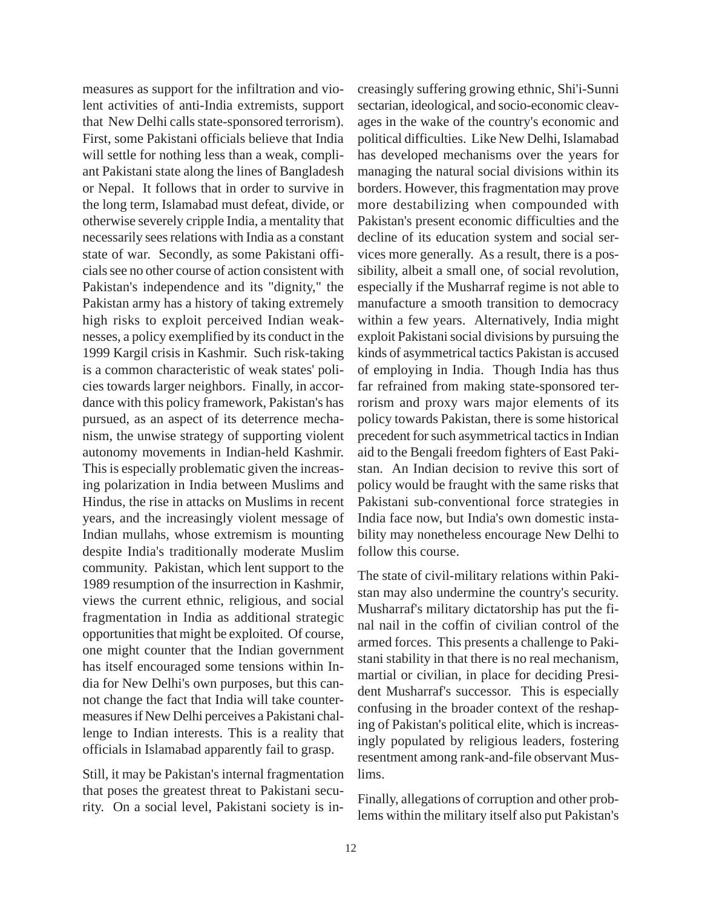measures as support for the infiltration and violent activities of anti-India extremists, support that New Delhi calls state-sponsored terrorism). First, some Pakistani officials believe that India will settle for nothing less than a weak, compliant Pakistani state along the lines of Bangladesh or Nepal. It follows that in order to survive in the long term, Islamabad must defeat, divide, or otherwise severely cripple India, a mentality that necessarily sees relations with India as a constant state of war. Secondly, as some Pakistani officials see no other course of action consistent with Pakistan's independence and its "dignity," the Pakistan army has a history of taking extremely high risks to exploit perceived Indian weaknesses, a policy exemplified by its conduct in the 1999 Kargil crisis in Kashmir. Such risk-taking is a common characteristic of weak states' policies towards larger neighbors. Finally, in accordance with this policy framework, Pakistan's has pursued, as an aspect of its deterrence mechanism, the unwise strategy of supporting violent autonomy movements in Indian-held Kashmir. This is especially problematic given the increasing polarization in India between Muslims and Hindus, the rise in attacks on Muslims in recent years, and the increasingly violent message of Indian mullahs, whose extremism is mounting despite India's traditionally moderate Muslim community. Pakistan, which lent support to the 1989 resumption of the insurrection in Kashmir, views the current ethnic, religious, and social fragmentation in India as additional strategic opportunities that might be exploited. Of course, one might counter that the Indian government has itself encouraged some tensions within India for New Delhi's own purposes, but this cannot change the fact that India will take countermeasures if New Delhi perceives a Pakistani challenge to Indian interests. This is a reality that officials in Islamabad apparently fail to grasp.

Still, it may be Pakistan's internal fragmentation that poses the greatest threat to Pakistani security. On a social level, Pakistani society is increasingly suffering growing ethnic, Shi'i-Sunni sectarian, ideological, and socio-economic cleavages in the wake of the country's economic and political difficulties. Like New Delhi, Islamabad has developed mechanisms over the years for managing the natural social divisions within its borders. However, this fragmentation may prove more destabilizing when compounded with Pakistan's present economic difficulties and the decline of its education system and social services more generally. As a result, there is a possibility, albeit a small one, of social revolution, especially if the Musharraf regime is not able to manufacture a smooth transition to democracy within a few years. Alternatively, India might exploit Pakistani social divisions by pursuing the kinds of asymmetrical tactics Pakistan is accused of employing in India. Though India has thus far refrained from making state-sponsored terrorism and proxy wars major elements of its policy towards Pakistan, there is some historical precedent for such asymmetrical tactics in Indian aid to the Bengali freedom fighters of East Pakistan. An Indian decision to revive this sort of policy would be fraught with the same risks that Pakistani sub-conventional force strategies in India face now, but India's own domestic instability may nonetheless encourage New Delhi to follow this course.

The state of civil-military relations within Pakistan may also undermine the country's security. Musharraf's military dictatorship has put the final nail in the coffin of civilian control of the armed forces. This presents a challenge to Pakistani stability in that there is no real mechanism, martial or civilian, in place for deciding President Musharraf's successor. This is especially confusing in the broader context of the reshaping of Pakistan's political elite, which is increasingly populated by religious leaders, fostering resentment among rank-and-file observant Muslims.

Finally, allegations of corruption and other problems within the military itself also put Pakistan's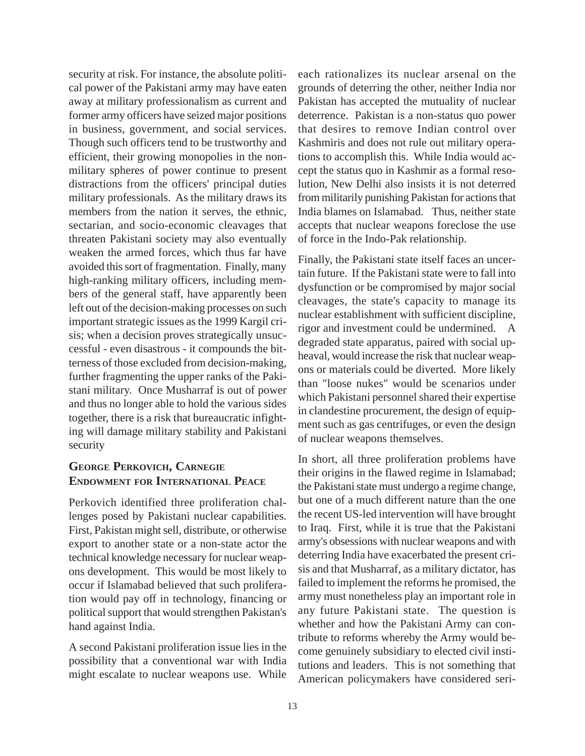security at risk. For instance, the absolute political power of the Pakistani army may have eaten away at military professionalism as current and former army officers have seized major positions in business, government, and social services. Though such officers tend to be trustworthy and efficient, their growing monopolies in the non-military spheres of power continue to present distractions from the officers' principal duties military professionals. As the military draws its members from the nation it serves, the ethnic, sectarian, and socio-economic cleavages that threaten Pakistani society may also eventually weaken the armed forces, which thus far have avoided this sort of fragmentation. Finally, many high-ranking military officers, including members of the general staff, have apparently been left out of the decision-making processes on such important strategic issues as the 1999 Kargil crisis; when a decision proves strategically unsuccessful - even disastrous - it compounds the bitterness of those excluded from decision-making, further fragmenting the upper ranks of the Pakistani military. Once Musharraf is out of power and thus no longer able to hold the various sides together, there is a risk that bureaucratic infighting will damage military stability and Pakistani security

### George Perkovich, Carnegie Endowment for International Peace

Perkovich identified three proliferation challenges posed by Pakistani nuclear capabilities. First, Pakistan might sell, distribute, or otherwise export to another state or a non-state actor the technical knowledge necessary for nuclear weapons development. This would be most likely to occur if Islamabad believed that such proliferation would pay off in technology, financing or political support that would strengthen Pakistan's hand against India.

A second Pakistani proliferation issue lies in the possibility that a conventional war with India might escalate to nuclear weapons use. While each rationalizes its nuclear arsenal on the grounds of deterring the other, neither India nor Pakistan has accepted the mutuality of nuclear deterrence. Pakistan is a non-status quo power that desires to remove Indian control over Kashmiris and does not rule out military operations to accomplish this. While India would accept the status quo in Kashmir as a formal resolution, New Delhi also insists it is not deterred from militarily punishing Pakistan for actions that India blames on Islamabad. Thus, neither state accepts that nuclear weapons foreclose the use of force in the Indo-Pak relationship.

Finally, the Pakistani state itself faces an uncertain future. If the Pakistani state were to fall into dysfunction or be compromised by major social cleavages, the state's capacity to manage its nuclear establishment with sufficient discipline, rigor and investment could be undermined. A degraded state apparatus, paired with social upheaval, would increase the risk that nuclear weapons or materials could be diverted. More likely than "loose nukes" would be scenarios under which Pakistani personnel shared their expertise in clandestine procurement, the design of equipment such as gas centrifuges, or even the design of nuclear weapons themselves.

In short, all three proliferation problems have their origins in the flawed regime in Islamabad; the Pakistani state must undergo a regime change, but one of a much different nature than the one the recent US-led intervention will have brought to Iraq. First, while it is true that the Pakistani army's obsessions with nuclear weapons and with deterring India have exacerbated the present crisis and that Musharraf, as a military dictator, has failed to implement the reforms he promised, the army must nonetheless play an important role in any future Pakistani state. The question is whether and how the Pakistani Army can contribute to reforms whereby the Army would become genuinely subsidiary to elected civil institutions and leaders. This is not something that American policymakers have considered seri-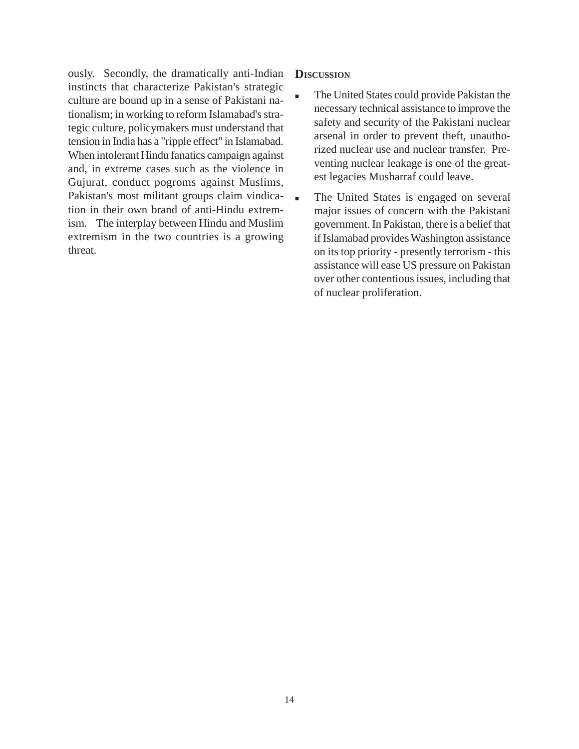ously. Secondly, the dramatically anti-Indian instincts that characterize Pakistan's strategic culture are bound up in a sense of Pakistani nationalism; in working to reform Islamabad's strategic culture, policymakers must understand that tension in India has a "ripple effect" in Islamabad. When intolerant Hindu fanatics campaign against and, in extreme cases such as the violence in Gujurat, conduct pogroms against Muslims, Pakistan's most militant groups claim vindication in their own brand of anti-Hindu extremism. The interplay between Hindu and Muslim extremism in the two countries is a growing threat.

### Discussion

- The United States could provide Pakistan the necessary technical assistance to improve the safety and security of the Pakistani nuclear arsenal in order to prevent theft, unauthorized nuclear use and nuclear transfer. Preventing nuclear leakage is one of the greatest legacies Musharraf could leave.
- The United States is engaged on several major issues of concern with the Pakistani government. In Pakistan, there is a belief that if Islamabad provides Washington assistance on its top priority - presently terrorism - this assistance will ease US pressure on Pakistan over other contentious issues, including that of nuclear proliferation.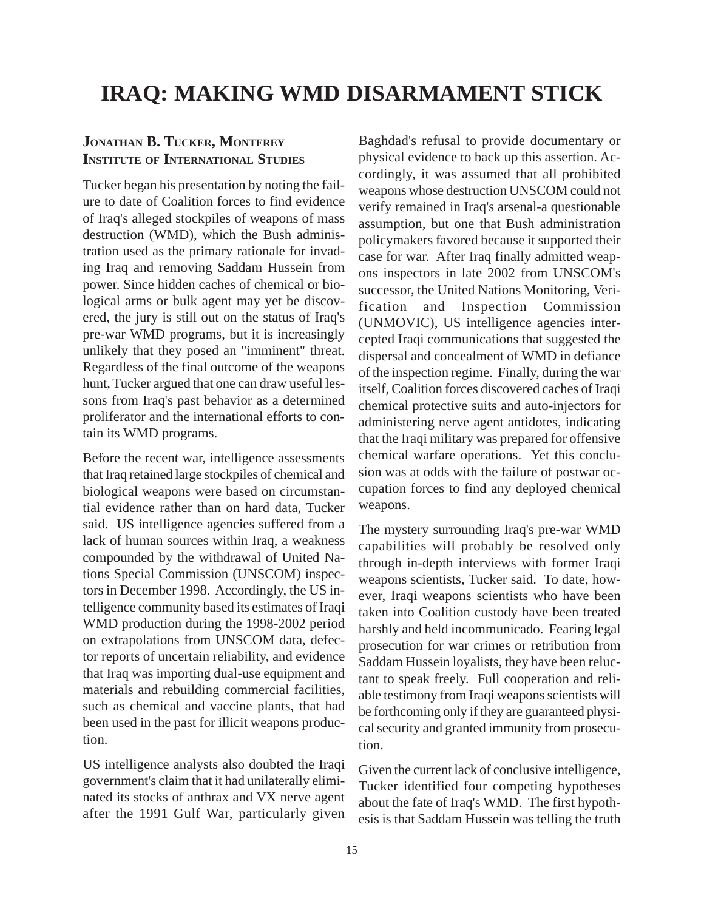# IRAQ: MAKING WMD DISARMAMENT STICK

**JONATHAN B. TUCKER, MONTEREY INSTITUTE OF INTERNATIONAL STUDIES**

Tucker began his presentation by noting the failure to date of Coalition forces to find evidence of Iraq's alleged stockpiles of weapons of mass destruction (WMD), which the Bush administration used as the primary rationale for invading Iraq and removing Saddam Hussein from power. Since hidden caches of chemical or biological arms or bulk agent may yet be discovered, the jury is still out on the status of Iraq's pre-war WMD programs, but it is increasingly unlikely that they posed an "imminent" threat. Regardless of the final outcome of the weapons hunt, Tucker argued that one can draw useful lessons from Iraq's past behavior as a determined proliferator and the international efforts to contain its WMD programs.

Before the recent war, intelligence assessments that Iraq retained large stockpiles of chemical and biological weapons were based on circumstantial evidence rather than on hard data, Tucker said. US intelligence agencies suffered from a lack of human sources within Iraq, a weakness compounded by the withdrawal of United Nations Special Commission (UNSCOM) inspectors in December 1998. Accordingly, the US intelligence community based its estimates of Iraqi WMD production during the 1998-2002 period on extrapolations from UNSCOM data, defector reports of uncertain reliability, and evidence that Iraq was importing dual-use equipment and materials and rebuilding commercial facilities, such as chemical and vaccine plants, that had been used in the past for illicit weapons production.

US intelligence analysts also doubted the Iraqi government's claim that it had unilaterally eliminated its stocks of anthrax and VX nerve agent after the 1991 Gulf War, particularly given Baghdad's refusal to provide documentary or physical evidence to back up this assertion. Accordingly, it was assumed that all prohibited weapons whose destruction UNSCOM could not verify remained in Iraq's arsenal-a questionable assumption, but one that Bush administration policymakers favored because it supported their case for war. After Iraq finally admitted weapons inspectors in late 2002 from UNSCOM's successor, the United Nations Monitoring, Verification and Inspection Commission (UNMOVIC), US intelligence agencies intercepted Iraqi communications that suggested the dispersal and concealment of WMD in defiance of the inspection regime. Finally, during the war itself, Coalition forces discovered caches of Iraqi chemical protective suits and auto-injectors for administering nerve agent antidotes, indicating that the Iraqi military was prepared for offensive chemical warfare operations. Yet this conclusion was at odds with the failure of postwar occupation forces to find any deployed chemical weapons.

The mystery surrounding Iraq's pre-war WMD capabilities will probably be resolved only through in-depth interviews with former Iraqi weapons scientists, Tucker said. To date, however, Iraqi weapons scientists who have been taken into Coalition custody have been treated harshly and held incommunicado. Fearing legal prosecution for war crimes or retribution from Saddam Hussein loyalists, they have been reluctant to speak freely. Full cooperation and reliable testimony from Iraqi weapons scientists will be forthcoming only if they are guaranteed physical security and granted immunity from prosecution.

Given the current lack of conclusive intelligence, Tucker identified four competing hypotheses about the fate of Iraq's WMD. The first hypothesis is that Saddam Hussein was telling the truth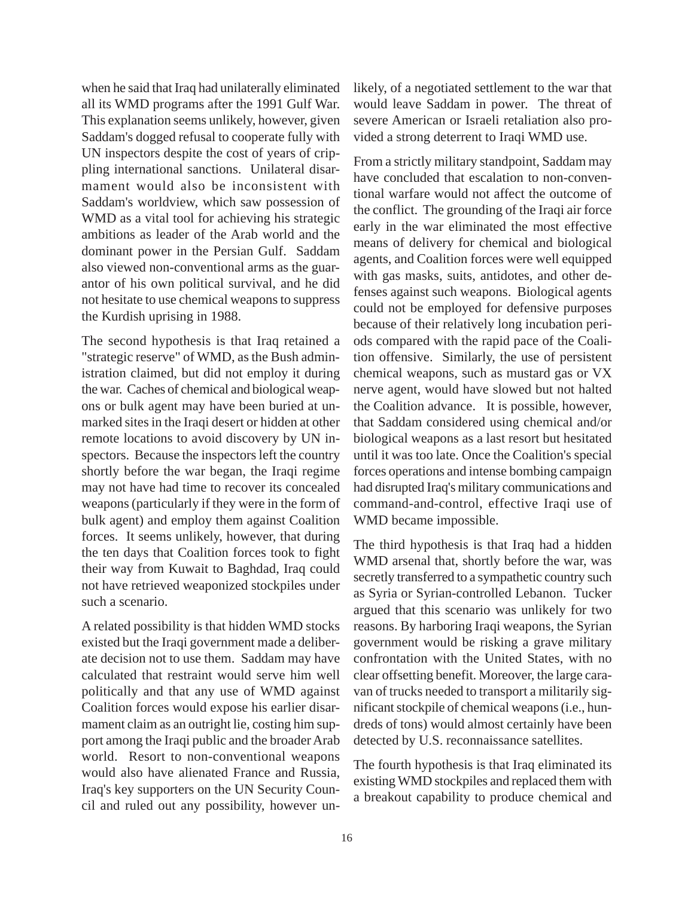when he said that Iraq had unilaterally eliminated all its WMD programs after the 1991 Gulf War. This explanation seems unlikely, however, given Saddam's dogged refusal to cooperate fully with UN inspectors despite the cost of years of crippling international sanctions. Unilateral disarmament would also be inconsistent with Saddam's worldview, which saw possession of WMD as a vital tool for achieving his strategic ambitions as leader of the Arab world and the dominant power in the Persian Gulf. Saddam also viewed non-conventional arms as the guarantor of his own political survival, and he did not hesitate to use chemical weapons to suppress the Kurdish uprising in 1988.

The second hypothesis is that Iraq retained a "strategic reserve" of WMD, as the Bush administration claimed, but did not employ it during the war. Caches of chemical and biological weapons or bulk agent may have been buried at unmarked sites in the Iraqi desert or hidden at other remote locations to avoid discovery by UN inspectors. Because the inspectors left the country shortly before the war began, the Iraqi regime may not have had time to recover its concealed weapons (particularly if they were in the form of bulk agent) and employ them against Coalition forces. It seems unlikely, however, that during the ten days that Coalition forces took to fight their way from Kuwait to Baghdad, Iraq could not have retrieved weaponized stockpiles under such a scenario.

A related possibility is that hidden WMD stocks existed but the Iraqi government made a deliberate decision not to use them. Saddam may have calculated that restraint would serve him well politically and that any use of WMD against Coalition forces would expose his earlier disarmament claim as an outright lie, costing him support among the Iraqi public and the broader Arab world. Resort to non-conventional weapons would also have alienated France and Russia, Iraq's key supporters on the UN Security Council and ruled out any possibility, however unlikely, of a negotiated settlement to the war that would leave Saddam in power. The threat of severe American or Israeli retaliation also provided a strong deterrent to Iraqi WMD use.

From a strictly military standpoint, Saddam may have concluded that escalation to non-conventional warfare would not affect the outcome of the conflict. The grounding of the Iraqi air force early in the war eliminated the most effective means of delivery for chemical and biological agents, and Coalition forces were well equipped with gas masks, suits, antidotes, and other defenses against such weapons. Biological agents could not be employed for defensive purposes because of their relatively long incubation periods compared with the rapid pace of the Coalition offensive. Similarly, the use of persistent chemical weapons, such as mustard gas or VX nerve agent, would have slowed but not halted the Coalition advance. It is possible, however, that Saddam considered using chemical and/or biological weapons as a last resort but hesitated until it was too late. Once the Coalition's special forces operations and intense bombing campaign had disrupted Iraq's military communications and command-and-control, effective Iraqi use of WMD became impossible.

The third hypothesis is that Iraq had a hidden WMD arsenal that, shortly before the war, was secretly transferred to a sympathetic country such as Syria or Syrian-controlled Lebanon. Tucker argued that this scenario was unlikely for two reasons. By harboring Iraqi weapons, the Syrian government would be risking a grave military confrontation with the United States, with no clear offsetting benefit. Moreover, the large caravan of trucks needed to transport a militarily significant stockpile of chemical weapons (i.e., hundreds of tons) would almost certainly have been detected by U.S. reconnaissance satellites.

The fourth hypothesis is that Iraq eliminated its existing WMD stockpiles and replaced them with a breakout capability to produce chemical and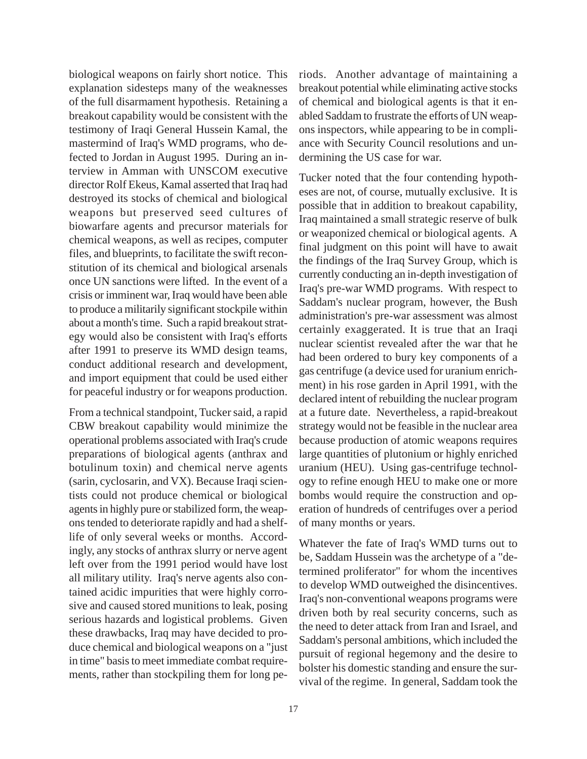biological weapons on fairly short notice. This explanation sidesteps many of the weaknesses of the full disarmament hypothesis. Retaining a breakout capability would be consistent with the testimony of Iraqi General Hussein Kamal, the mastermind of Iraq's WMD programs, who defected to Jordan in August 1995. During an interview in Amman with UNSCOM executive director Rolf Ekeus, Kamal asserted that Iraq had destroyed its stocks of chemical and biological weapons but preserved seed cultures of biowarfare agents and precursor materials for chemical weapons, as well as recipes, computer files, and blueprints, to facilitate the swift reconstitution of its chemical and biological arsenals once UN sanctions were lifted. In the event of a crisis or imminent war, Iraq would have been able to produce a militarily significant stockpile within about a month's time. Such a rapid breakout strategy would also be consistent with Iraq's efforts after 1991 to preserve its WMD design teams, conduct additional research and development, and import equipment that could be used either for peaceful industry or for weapons production.

From a technical standpoint, Tucker said, a rapid CBW breakout capability would minimize the operational problems associated with Iraq's crude preparations of biological agents (anthrax and botulinum toxin) and chemical nerve agents (sarin, cyclosarin, and VX). Because Iraqi scientists could not produce chemical or biological agents in highly pure or stabilized form, the weapons tended to deteriorate rapidly and had a shelf-life of only several weeks or months. Accordingly, any stocks of anthrax slurry or nerve agent left over from the 1991 period would have lost all military utility. Iraq's nerve agents also contained acidic impurities that were highly corrosive and caused stored munitions to leak, posing serious hazards and logistical problems. Given these drawbacks, Iraq may have decided to produce chemical and biological weapons on a "just in time" basis to meet immediate combat requirements, rather than stockpiling them for long periods. Another advantage of maintaining a breakout potential while eliminating active stocks of chemical and biological agents is that it enabled Saddam to frustrate the efforts of UN weapons inspectors, while appearing to be in compliance with Security Council resolutions and undermining the US case for war.

Tucker noted that the four contending hypotheses are not, of course, mutually exclusive. It is possible that in addition to breakout capability, Iraq maintained a small strategic reserve of bulk or weaponized chemical or biological agents. A final judgment on this point will have to await the findings of the Iraq Survey Group, which is currently conducting an in-depth investigation of Iraq's pre-war WMD programs. With respect to Saddam's nuclear program, however, the Bush administration's pre-war assessment was almost certainly exaggerated. It is true that an Iraqi nuclear scientist revealed after the war that he had been ordered to bury key components of a gas centrifuge (a device used for uranium enrichment) in his rose garden in April 1991, with the declared intent of rebuilding the nuclear program at a future date. Nevertheless, a rapid-breakout strategy would not be feasible in the nuclear area because production of atomic weapons requires large quantities of plutonium or highly enriched uranium (HEU). Using gas-centrifuge technology to refine enough HEU to make one or more bombs would require the construction and operation of hundreds of centrifuges over a period of many months or years.

Whatever the fate of Iraq's WMD turns out to be, Saddam Hussein was the archetype of a "determined proliferator" for whom the incentives to develop WMD outweighed the disincentives. Iraq's non-conventional weapons programs were driven both by real security concerns, such as the need to deter attack from Iran and Israel, and Saddam's personal ambitions, which included the pursuit of regional hegemony and the desire to bolster his domestic standing and ensure the survival of the regime. In general, Saddam took the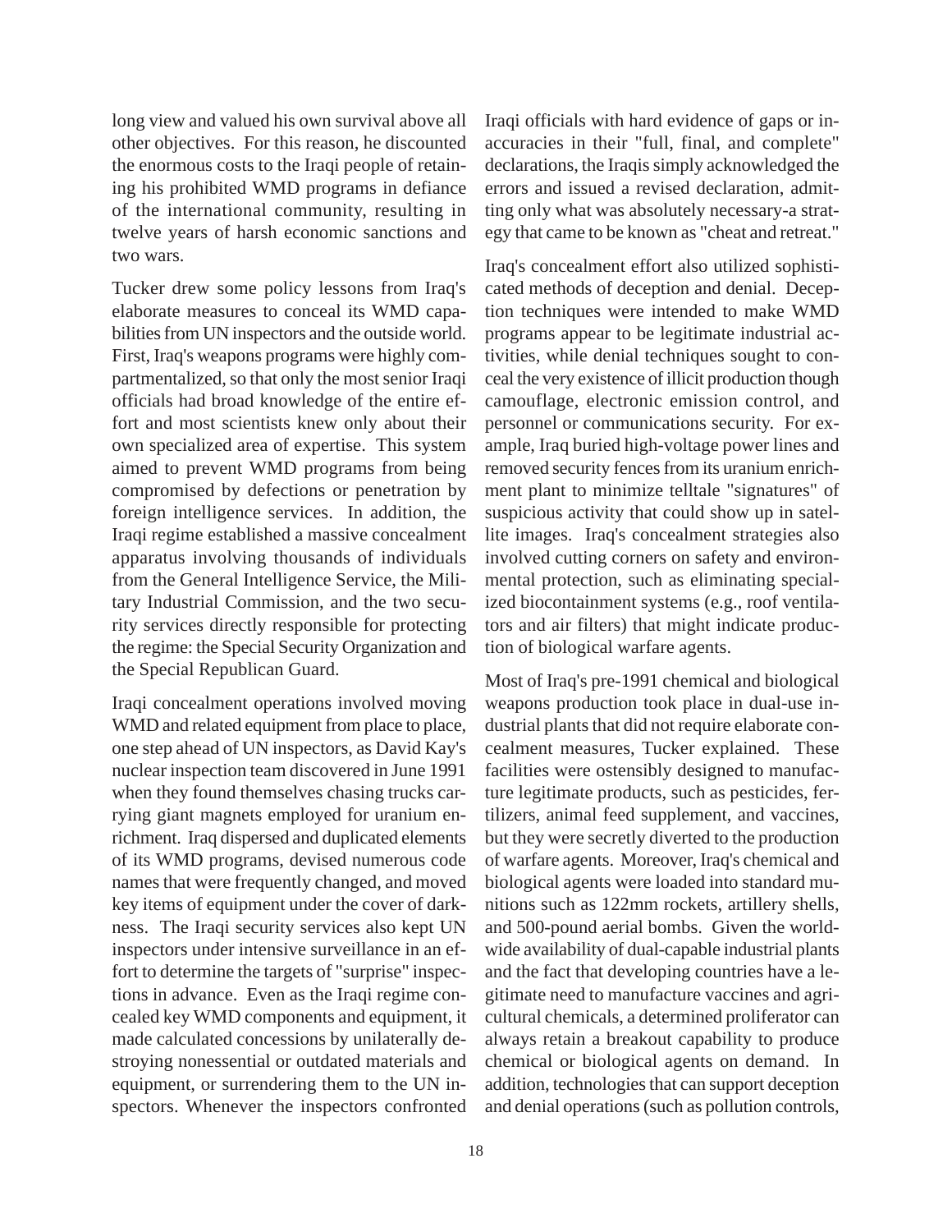long view and valued his own survival above all other objectives. For this reason, he discounted the enormous costs to the Iraqi people of retaining his prohibited WMD programs in defiance of the international community, resulting in twelve years of harsh economic sanctions and two wars.

Tucker drew some policy lessons from Iraq's elaborate measures to conceal its WMD capabilities from UN inspectors and the outside world. First, Iraq's weapons programs were highly compartmentalized, so that only the most senior Iraqi officials had broad knowledge of the entire effort and most scientists knew only about their own specialized area of expertise. This system aimed to prevent WMD programs from being compromised by defections or penetration by foreign intelligence services. In addition, the Iraqi regime established a massive concealment apparatus involving thousands of individuals from the General Intelligence Service, the Military Industrial Commission, and the two security services directly responsible for protecting the regime: the Special Security Organization and the Special Republican Guard.

Iraqi concealment operations involved moving WMD and related equipment from place to place, one step ahead of UN inspectors, as David Kay's nuclear inspection team discovered in June 1991 when they found themselves chasing trucks carrying giant magnets employed for uranium enrichment. Iraq dispersed and duplicated elements of its WMD programs, devised numerous code names that were frequently changed, and moved key items of equipment under the cover of darkness. The Iraqi security services also kept UN inspectors under intensive surveillance in an effort to determine the targets of "surprise" inspections in advance. Even as the Iraqi regime concealed key WMD components and equipment, it made calculated concessions by unilaterally destroying nonessential or outdated materials and equipment, or surrendering them to the UN inspectors. Whenever the inspectors confronted Iraqi officials with hard evidence of gaps or inaccuracies in their "full, final, and complete" declarations, the Iraqis simply acknowledged the errors and issued a revised declaration, admitting only what was absolutely necessary-a strategy that came to be known as "cheat and retreat."

Iraq's concealment effort also utilized sophisticated methods of deception and denial. Deception techniques were intended to make WMD programs appear to be legitimate industrial activities, while denial techniques sought to conceal the very existence of illicit production though camouflage, electronic emission control, and personnel or communications security. For example, Iraq buried high-voltage power lines and removed security fences from its uranium enrichment plant to minimize telltale "signatures" of suspicious activity that could show up in satellite images. Iraq's concealment strategies also involved cutting corners on safety and environmental protection, such as eliminating specialized biocontainment systems (e.g., roof ventilators and air filters) that might indicate production of biological warfare agents.

Most of Iraq's pre-1991 chemical and biological weapons production took place in dual-use industrial plants that did not require elaborate concealment measures, Tucker explained. These facilities were ostensibly designed to manufacture legitimate products, such as pesticides, fertilizers, animal feed supplement, and vaccines, but they were secretly diverted to the production of warfare agents. Moreover, Iraq's chemical and biological agents were loaded into standard munitions such as 122mm rockets, artillery shells, and 500-pound aerial bombs. Given the worldwide availability of dual-capable industrial plants and the fact that developing countries have a legitimate need to manufacture vaccines and agricultural chemicals, a determined proliferator can always retain a breakout capability to produce chemical or biological agents on demand. In addition, technologies that can support deception and denial operations (such as pollution controls,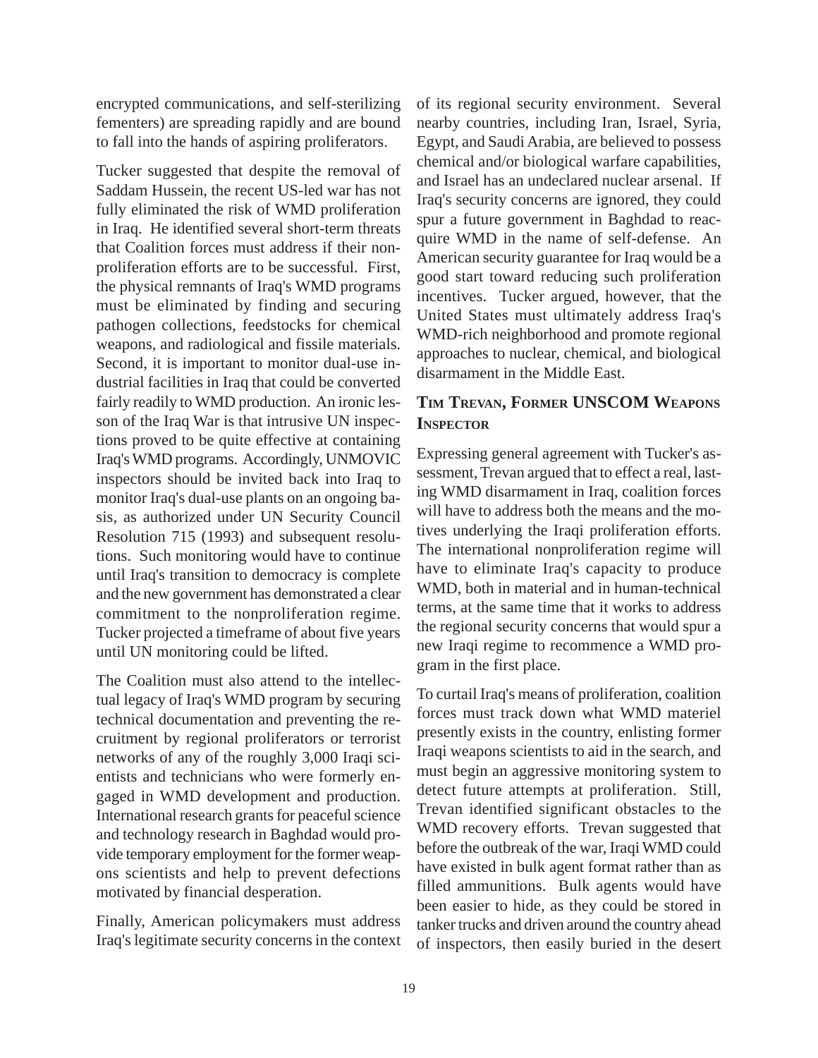encrypted communications, and self-sterilizing fementers) are spreading rapidly and are bound to fall into the hands of aspiring proliferators.

Tucker suggested that despite the removal of Saddam Hussein, the recent US-led war has not fully eliminated the risk of WMD proliferation in Iraq. He identified several short-term threats that Coalition forces must address if their nonproliferation efforts are to be successful. First, the physical remnants of Iraq's WMD programs must be eliminated by finding and securing pathogen collections, feedstocks for chemical weapons, and radiological and fissile materials. Second, it is important to monitor dual-use industrial facilities in Iraq that could be converted fairly readily to WMD production. An ironic lesson of the Iraq War is that intrusive UN inspections proved to be quite effective at containing Iraq's WMD programs. Accordingly, UNMOVIC inspectors should be invited back into Iraq to monitor Iraq's dual-use plants on an ongoing basis, as authorized under UN Security Council Resolution 715 (1993) and subsequent resolutions. Such monitoring would have to continue until Iraq's transition to democracy is complete and the new government has demonstrated a clear commitment to the nonproliferation regime. Tucker projected a timeframe of about five years until UN monitoring could be lifted.

The Coalition must also attend to the intellectual legacy of Iraq's WMD program by securing technical documentation and preventing the recruitment by regional proliferators or terrorist networks of any of the roughly 3,000 Iraqi scientists and technicians who were formerly engaged in WMD development and production. International research grants for peaceful science and technology research in Baghdad would provide temporary employment for the former weapons scientists and help to prevent defections motivated by financial desperation.

Finally, American policymakers must address Iraq's legitimate security concerns in the context of its regional security environment. Several nearby countries, including Iran, Israel, Syria, Egypt, and Saudi Arabia, are believed to possess chemical and/or biological warfare capabilities, and Israel has an undeclared nuclear arsenal. If Iraq's security concerns are ignored, they could spur a future government in Baghdad to reacquire WMD in the name of self-defense. An American security guarantee for Iraq would be a good start toward reducing such proliferation incentives. Tucker argued, however, that the United States must ultimately address Iraq's WMD-rich neighborhood and promote regional approaches to nuclear, chemical, and biological disarmament in the Middle East.

### Tim Trevan, Former UNSCOM Weapons Inspector

Expressing general agreement with Tucker's assessment, Trevan argued that to effect a real, lasting WMD disarmament in Iraq, coalition forces will have to address both the means and the motives underlying the Iraqi proliferation efforts. The international nonproliferation regime will have to eliminate Iraq's capacity to produce WMD, both in material and in human-technical terms, at the same time that it works to address the regional security concerns that would spur a new Iraqi regime to recommence a WMD program in the first place.

To curtail Iraq's means of proliferation, coalition forces must track down what WMD materiel presently exists in the country, enlisting former Iraqi weapons scientists to aid in the search, and must begin an aggressive monitoring system to detect future attempts at proliferation. Still, Trevan identified significant obstacles to the WMD recovery efforts. Trevan suggested that before the outbreak of the war, Iraqi WMD could have existed in bulk agent format rather than as filled ammunitions. Bulk agents would have been easier to hide, as they could be stored in tanker trucks and driven around the country ahead of inspectors, then easily buried in the desert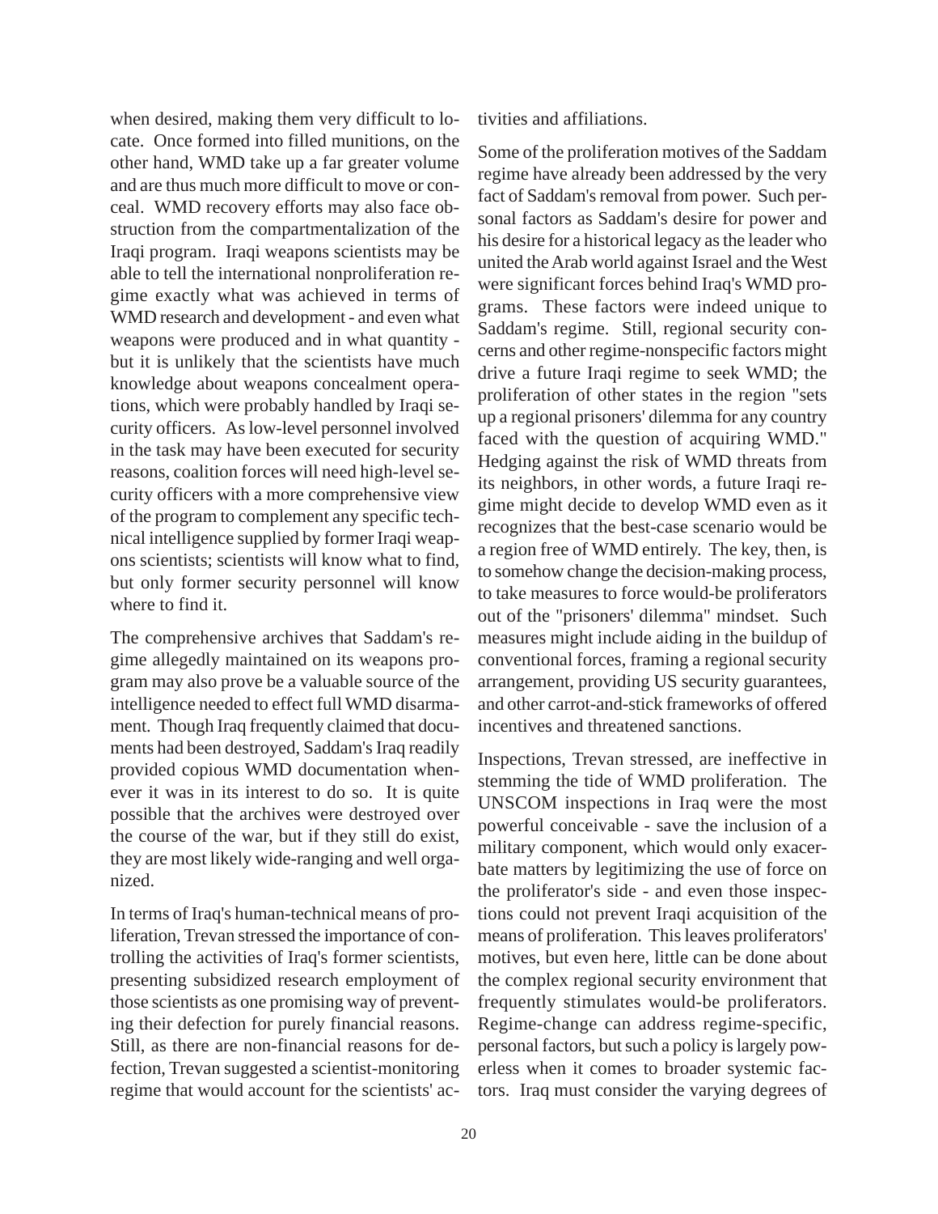when desired, making them very difficult to locate. Once formed into filled munitions, on the other hand, WMD take up a far greater volume and are thus much more difficult to move or conceal. WMD recovery efforts may also face obstruction from the compartmentalization of the Iraqi program. Iraqi weapons scientists may be able to tell the international nonproliferation regime exactly what was achieved in terms of WMD research and development - and even what weapons were produced and in what quantity - but it is unlikely that the scientists have much knowledge about weapons concealment operations, which were probably handled by Iraqi security officers. As low-level personnel involved in the task may have been executed for security reasons, coalition forces will need high-level security officers with a more comprehensive view of the program to complement any specific technical intelligence supplied by former Iraqi weapons scientists; scientists will know what to find, but only former security personnel will know where to find it.

The comprehensive archives that Saddam's regime allegedly maintained on its weapons program may also prove be a valuable source of the intelligence needed to effect full WMD disarmament. Though Iraq frequently claimed that documents had been destroyed, Saddam's Iraq readily provided copious WMD documentation whenever it was in its interest to do so. It is quite possible that the archives were destroyed over the course of the war, but if they still do exist, they are most likely wide-ranging and well organized.

In terms of Iraq's human-technical means of proliferation, Trevan stressed the importance of controlling the activities of Iraq's former scientists, presenting subsidized research employment of those scientists as one promising way of preventing their defection for purely financial reasons. Still, as there are non-financial reasons for defection, Trevan suggested a scientist-monitoring regime that would account for the scientists' activities and affiliations.

Some of the proliferation motives of the Saddam regime have already been addressed by the very fact of Saddam's removal from power. Such personal factors as Saddam's desire for power and his desire for a historical legacy as the leader who united the Arab world against Israel and the West were significant forces behind Iraq's WMD programs. These factors were indeed unique to Saddam's regime. Still, regional security concerns and other regime-nonspecific factors might drive a future Iraqi regime to seek WMD; the proliferation of other states in the region "sets up a regional prisoners' dilemma for any country faced with the question of acquiring WMD." Hedging against the risk of WMD threats from its neighbors, in other words, a future Iraqi regime might decide to develop WMD even as it recognizes that the best-case scenario would be a region free of WMD entirely. The key, then, is to somehow change the decision-making process, to take measures to force would-be proliferators out of the "prisoners' dilemma" mindset. Such measures might include aiding in the buildup of conventional forces, framing a regional security arrangement, providing US security guarantees, and other carrot-and-stick frameworks of offered incentives and threatened sanctions.

Inspections, Trevan stressed, are ineffective in stemming the tide of WMD proliferation. The UNSCOM inspections in Iraq were the most powerful conceivable - save the inclusion of a military component, which would only exacerbate matters by legitimizing the use of force on the proliferator's side - and even those inspections could not prevent Iraqi acquisition of the means of proliferation. This leaves proliferators' motives, but even here, little can be done about the complex regional security environment that frequently stimulates would-be proliferators. Regime-change can address regime-specific, personal factors, but such a policy is largely powerless when it comes to broader systemic factors. Iraq must consider the varying degrees of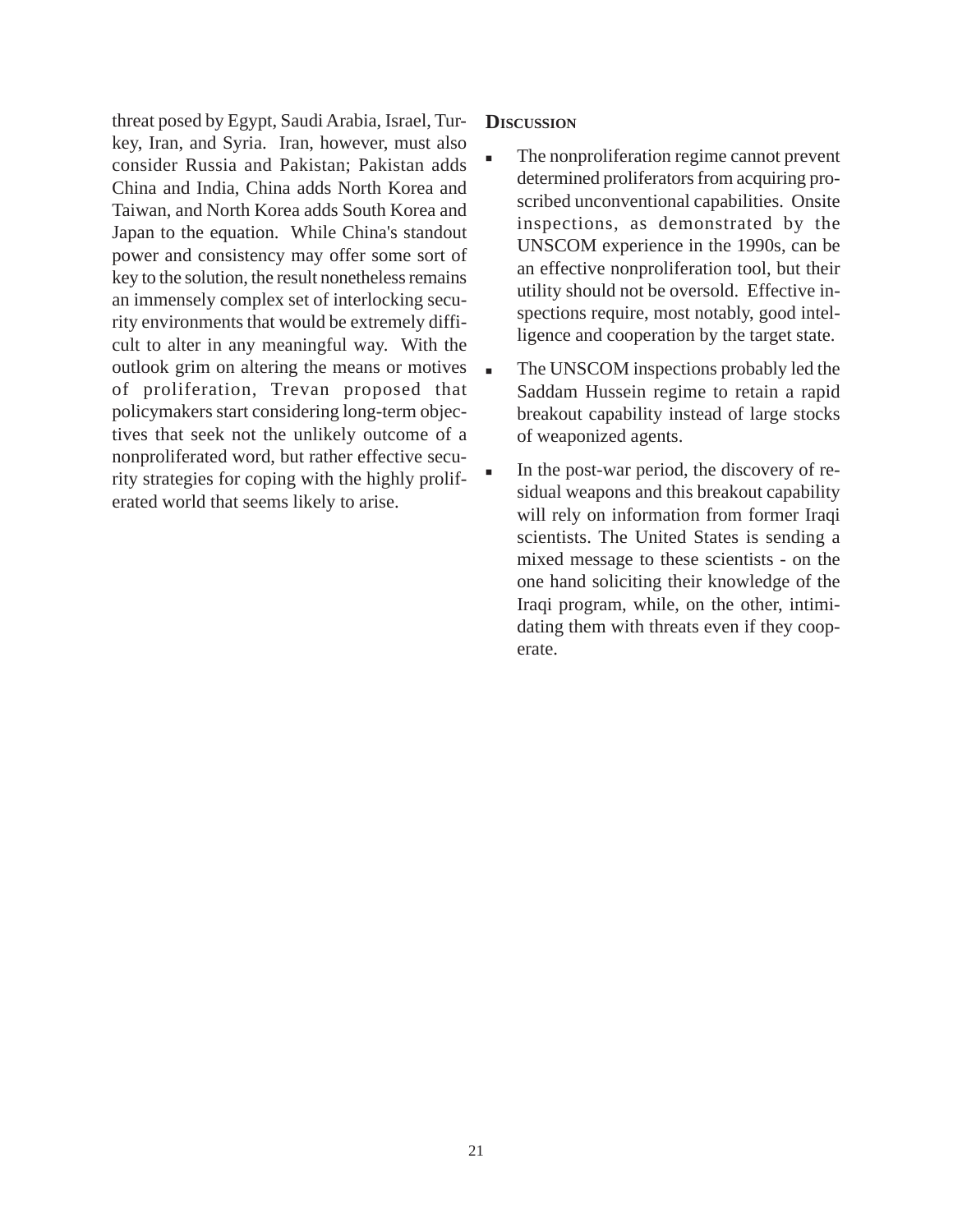threat posed by Egypt, Saudi Arabia, Israel, Turkey, Iran, and Syria. Iran, however, must also consider Russia and Pakistan; Pakistan adds China and India, China adds North Korea and Taiwan, and North Korea adds South Korea and Japan to the equation. While China's standout power and consistency may offer some sort of key to the solution, the result nonetheless remains an immensely complex set of interlocking security environments that would be extremely difficult to alter in any meaningful way. With the outlook grim on altering the means or motives of proliferation, Trevan proposed that policymakers start considering long-term objectives that seek not the unlikely outcome of a nonproliferated word, but rather effective security strategies for coping with the highly proliferated world that seems likely to arise.

**Discussion**

- The nonproliferation regime cannot prevent determined proliferators from acquiring proscribed unconventional capabilities. Onsite inspections, as demonstrated by the UNSCOM experience in the 1990s, can be an effective nonproliferation tool, but their utility should not be oversold. Effective inspections require, most notably, good intelligence and cooperation by the target state.
- The UNSCOM inspections probably led the Saddam Hussein regime to retain a rapid breakout capability instead of large stocks of weaponized agents.
- In the post-war period, the discovery of residual weapons and this breakout capability will rely on information from former Iraqi scientists. The United States is sending a mixed message to these scientists - on the one hand soliciting their knowledge of the Iraqi program, while, on the other, intimidating them with threats even if they cooperate.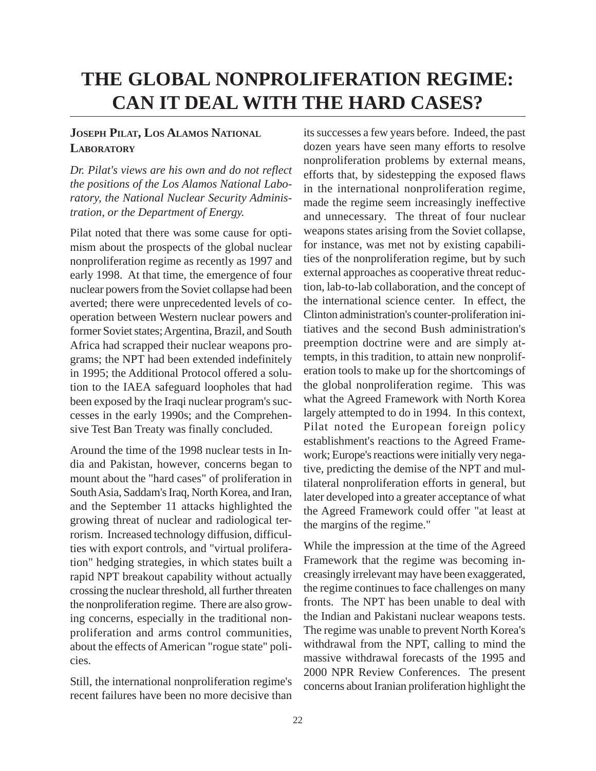# THE GLOBAL NONPROLIFERATION REGIME: CAN IT DEAL WITH THE HARD CASES?

**JOSEPH PILAT, LOS ALAMOS NATIONAL LABORATORY**

*Dr. Pilat's views are his own and do not reflect the positions of the Los Alamos National Laboratory, the National Nuclear Security Administration, or the Department of Energy.*

Pilat noted that there was some cause for optimism about the prospects of the global nuclear nonproliferation regime as recently as 1997 and early 1998. At that time, the emergence of four nuclear powers from the Soviet collapse had been averted; there were unprecedented levels of cooperation between Western nuclear powers and former Soviet states; Argentina, Brazil, and South Africa had scrapped their nuclear weapons programs; the NPT had been extended indefinitely in 1995; the Additional Protocol offered a solution to the IAEA safeguard loopholes that had been exposed by the Iraqi nuclear program's successes in the early 1990s; and the Comprehensive Test Ban Treaty was finally concluded.

Around the time of the 1998 nuclear tests in India and Pakistan, however, concerns began to mount about the "hard cases" of proliferation in South Asia, Saddam's Iraq, North Korea, and Iran, and the September 11 attacks highlighted the growing threat of nuclear and radiological terrorism. Increased technology diffusion, difficulties with export controls, and "virtual proliferation" hedging strategies, in which states built a rapid NPT breakout capability without actually crossing the nuclear threshold, all further threaten the nonproliferation regime. There are also growing concerns, especially in the traditional nonproliferation and arms control communities, about the effects of American "rogue state" policies.

Still, the international nonproliferation regime's recent failures have been no more decisive than its successes a few years before. Indeed, the past dozen years have seen many efforts to resolve nonproliferation problems by external means, efforts that, by sidestepping the exposed flaws in the international nonproliferation regime, made the regime seem increasingly ineffective and unnecessary. The threat of four nuclear weapons states arising from the Soviet collapse, for instance, was met not by existing capabilities of the nonproliferation regime, but by such external approaches as cooperative threat reduction, lab-to-lab collaboration, and the concept of the international science center. In effect, the Clinton administration's counter-proliferation initiatives and the second Bush administration's preemption doctrine were and are simply attempts, in this tradition, to attain new nonproliferation tools to make up for the shortcomings of the global nonproliferation regime. This was what the Agreed Framework with North Korea largely attempted to do in 1994. In this context, Pilat noted the European foreign policy establishment's reactions to the Agreed Framework; Europe's reactions were initially very negative, predicting the demise of the NPT and multilateral nonproliferation efforts in general, but later developed into a greater acceptance of what the Agreed Framework could offer "at least at the margins of the regime."

While the impression at the time of the Agreed Framework that the regime was becoming increasingly irrelevant may have been exaggerated, the regime continues to face challenges on many fronts. The NPT has been unable to deal with the Indian and Pakistani nuclear weapons tests. The regime was unable to prevent North Korea's withdrawal from the NPT, calling to mind the massive withdrawal forecasts of the 1995 and 2000 NPR Review Conferences. The present concerns about Iranian proliferation highlight the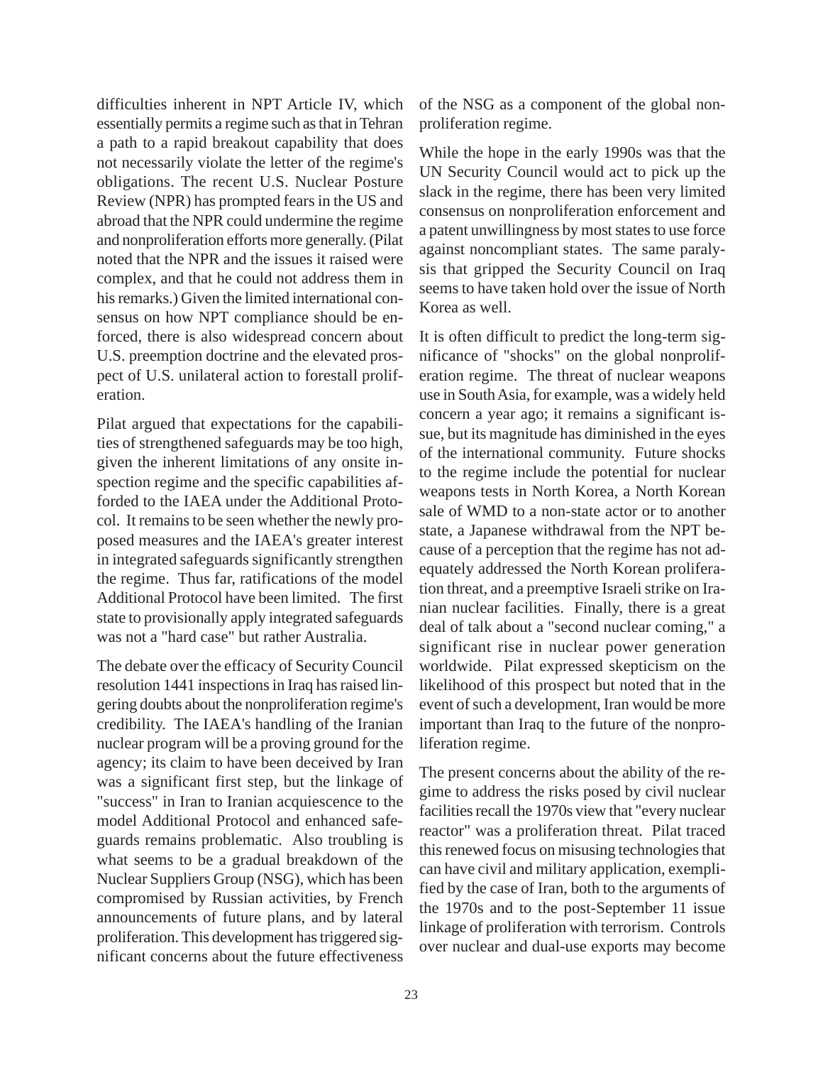difficulties inherent in NPT Article IV, which essentially permits a regime such as that in Tehran a path to a rapid breakout capability that does not necessarily violate the letter of the regime's obligations. The recent U.S. Nuclear Posture Review (NPR) has prompted fears in the US and abroad that the NPR could undermine the regime and nonproliferation efforts more generally. (Pilat noted that the NPR and the issues it raised were complex, and that he could not address them in his remarks.) Given the limited international consensus on how NPT compliance should be enforced, there is also widespread concern about U.S. preemption doctrine and the elevated prospect of U.S. unilateral action to forestall proliferation.

Pilat argued that expectations for the capabilities of strengthened safeguards may be too high, given the inherent limitations of any onsite inspection regime and the specific capabilities afforded to the IAEA under the Additional Protocol. It remains to be seen whether the newly proposed measures and the IAEA's greater interest in integrated safeguards significantly strengthen the regime. Thus far, ratifications of the model Additional Protocol have been limited. The first state to provisionally apply integrated safeguards was not a "hard case" but rather Australia.

The debate over the efficacy of Security Council resolution 1441 inspections in Iraq has raised lingering doubts about the nonproliferation regime's credibility. The IAEA's handling of the Iranian nuclear program will be a proving ground for the agency; its claim to have been deceived by Iran was a significant first step, but the linkage of "success" in Iran to Iranian acquiescence to the model Additional Protocol and enhanced safeguards remains problematic. Also troubling is what seems to be a gradual breakdown of the Nuclear Suppliers Group (NSG), which has been compromised by Russian activities, by French announcements of future plans, and by lateral proliferation. This development has triggered significant concerns about the future effectiveness of the NSG as a component of the global nonproliferation regime.

While the hope in the early 1990s was that the UN Security Council would act to pick up the slack in the regime, there has been very limited consensus on nonproliferation enforcement and a patent unwillingness by most states to use force against noncompliant states. The same paralysis that gripped the Security Council on Iraq seems to have taken hold over the issue of North Korea as well.

It is often difficult to predict the long-term significance of "shocks" on the global nonproliferation regime. The threat of nuclear weapons use in South Asia, for example, was a widely held concern a year ago; it remains a significant issue, but its magnitude has diminished in the eyes of the international community. Future shocks to the regime include the potential for nuclear weapons tests in North Korea, a North Korean sale of WMD to a non-state actor or to another state, a Japanese withdrawal from the NPT because of a perception that the regime has not adequately addressed the North Korean proliferation threat, and a preemptive Israeli strike on Iranian nuclear facilities. Finally, there is a great deal of talk about a "second nuclear coming," a significant rise in nuclear power generation worldwide. Pilat expressed skepticism on the likelihood of this prospect but noted that in the event of such a development, Iran would be more important than Iraq to the future of the nonproliferation regime.

The present concerns about the ability of the regime to address the risks posed by civil nuclear facilities recall the 1970s view that "every nuclear reactor" was a proliferation threat. Pilat traced this renewed focus on misusing technologies that can have civil and military application, exemplified by the case of Iran, both to the arguments of the 1970s and to the post-September 11 issue linkage of proliferation with terrorism. Controls over nuclear and dual-use exports may become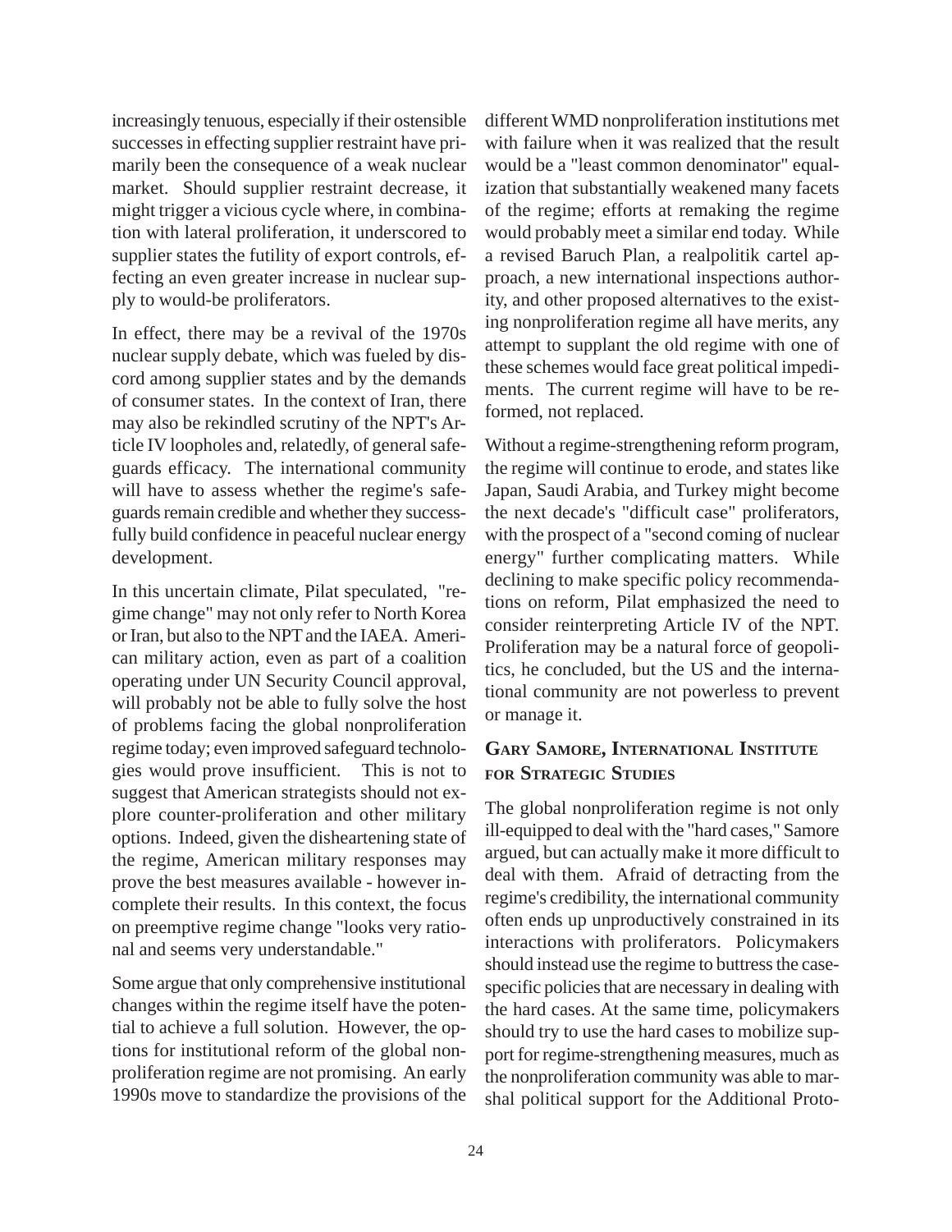increasingly tenuous, especially if their ostensible successes in effecting supplier restraint have primarily been the consequence of a weak nuclear market. Should supplier restraint decrease, it might trigger a vicious cycle where, in combination with lateral proliferation, it underscored to supplier states the futility of export controls, effecting an even greater increase in nuclear supply to would-be proliferators.

In effect, there may be a revival of the 1970s nuclear supply debate, which was fueled by discord among supplier states and by the demands of consumer states. In the context of Iran, there may also be rekindled scrutiny of the NPT's Article IV loopholes and, relatedly, of general safeguards efficacy. The international community will have to assess whether the regime's safeguards remain credible and whether they successfully build confidence in peaceful nuclear energy development.

In this uncertain climate, Pilat speculated, "regime change" may not only refer to North Korea or Iran, but also to the NPT and the IAEA. American military action, even as part of a coalition operating under UN Security Council approval, will probably not be able to fully solve the host of problems facing the global nonproliferation regime today; even improved safeguard technologies would prove insufficient. This is not to suggest that American strategists should not explore counter-proliferation and other military options. Indeed, given the disheartening state of the regime, American military responses may prove the best measures available - however incomplete their results. In this context, the focus on preemptive regime change "looks very rational and seems very understandable."

Some argue that only comprehensive institutional changes within the regime itself have the potential to achieve a full solution. However, the options for institutional reform of the global nonproliferation regime are not promising. An early 1990s move to standardize the provisions of the different WMD nonproliferation institutions met with failure when it was realized that the result would be a "least common denominator" equalization that substantially weakened many facets of the regime; efforts at remaking the regime would probably meet a similar end today. While a revised Baruch Plan, a realpolitik cartel approach, a new international inspections authority, and other proposed alternatives to the existing nonproliferation regime all have merits, any attempt to supplant the old regime with one of these schemes would face great political impediments. The current regime will have to be reformed, not replaced.

Without a regime-strengthening reform program, the regime will continue to erode, and states like Japan, Saudi Arabia, and Turkey might become the next decade's "difficult case" proliferators, with the prospect of a "second coming of nuclear energy" further complicating matters. While declining to make specific policy recommendations on reform, Pilat emphasized the need to consider reinterpreting Article IV of the NPT. Proliferation may be a natural force of geopolitics, he concluded, but the US and the international community are not powerless to prevent or manage it.

### Gary Samore, International Institute for Strategic Studies

The global nonproliferation regime is not only ill-equipped to deal with the "hard cases," Samore argued, but can actually make it more difficult to deal with them. Afraid of detracting from the regime's credibility, the international community often ends up unproductively constrained in its interactions with proliferators. Policymakers should instead use the regime to buttress the case-specific policies that are necessary in dealing with the hard cases. At the same time, policymakers should try to use the hard cases to mobilize support for regime-strengthening measures, much as the nonproliferation community was able to marshal political support for the Additional Proto-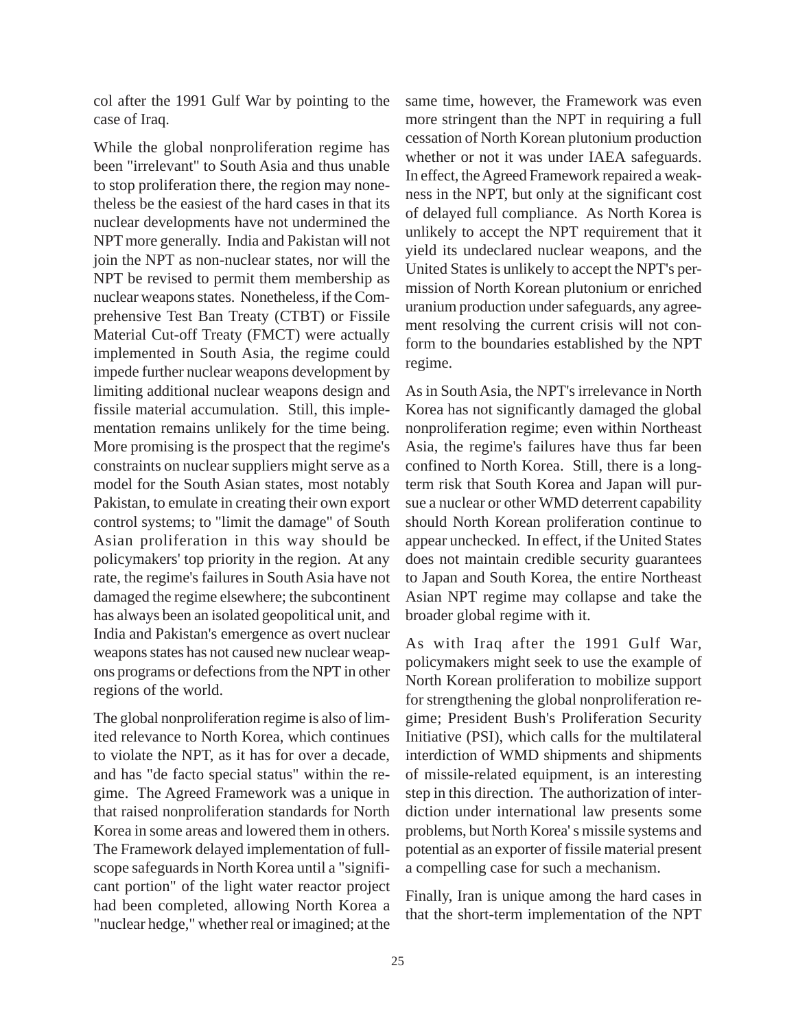col after the 1991 Gulf War by pointing to the case of Iraq.

While the global nonproliferation regime has been "irrelevant" to South Asia and thus unable to stop proliferation there, the region may nonetheless be the easiest of the hard cases in that its nuclear developments have not undermined the NPT more generally. India and Pakistan will not join the NPT as non-nuclear states, nor will the NPT be revised to permit them membership as nuclear weapons states. Nonetheless, if the Comprehensive Test Ban Treaty (CTBT) or Fissile Material Cut-off Treaty (FMCT) were actually implemented in South Asia, the regime could impede further nuclear weapons development by limiting additional nuclear weapons design and fissile material accumulation. Still, this implementation remains unlikely for the time being. More promising is the prospect that the regime's constraints on nuclear suppliers might serve as a model for the South Asian states, most notably Pakistan, to emulate in creating their own export control systems; to "limit the damage" of South Asian proliferation in this way should be policymakers' top priority in the region. At any rate, the regime's failures in South Asia have not damaged the regime elsewhere; the subcontinent has always been an isolated geopolitical unit, and India and Pakistan's emergence as overt nuclear weapons states has not caused new nuclear weapons programs or defections from the NPT in other regions of the world.

The global nonproliferation regime is also of limited relevance to North Korea, which continues to violate the NPT, as it has for over a decade, and has "de facto special status" within the regime. The Agreed Framework was a unique in that raised nonproliferation standards for North Korea in some areas and lowered them in others. The Framework delayed implementation of full-scope safeguards in North Korea until a "significant portion" of the light water reactor project had been completed, allowing North Korea a "nuclear hedge," whether real or imagined; at the same time, however, the Framework was even more stringent than the NPT in requiring a full cessation of North Korean plutonium production whether or not it was under IAEA safeguards. In effect, the Agreed Framework repaired a weakness in the NPT, but only at the significant cost of delayed full compliance. As North Korea is unlikely to accept the NPT requirement that it yield its undeclared nuclear weapons, and the United States is unlikely to accept the NPT's permission of North Korean plutonium or enriched uranium production under safeguards, any agreement resolving the current crisis will not conform to the boundaries established by the NPT regime.

As in South Asia, the NPT's irrelevance in North Korea has not significantly damaged the global nonproliferation regime; even within Northeast Asia, the regime's failures have thus far been confined to North Korea. Still, there is a long-term risk that South Korea and Japan will pursue a nuclear or other WMD deterrent capability should North Korean proliferation continue to appear unchecked. In effect, if the United States does not maintain credible security guarantees to Japan and South Korea, the entire Northeast Asian NPT regime may collapse and take the broader global regime with it.

As with Iraq after the 1991 Gulf War, policymakers might seek to use the example of North Korean proliferation to mobilize support for strengthening the global nonproliferation regime; President Bush's Proliferation Security Initiative (PSI), which calls for the multilateral interdiction of WMD shipments and shipments of missile-related equipment, is an interesting step in this direction. The authorization of interdiction under international law presents some problems, but North Korea' s missile systems and potential as an exporter of fissile material present a compelling case for such a mechanism.

Finally, Iran is unique among the hard cases in that the short-term implementation of the NPT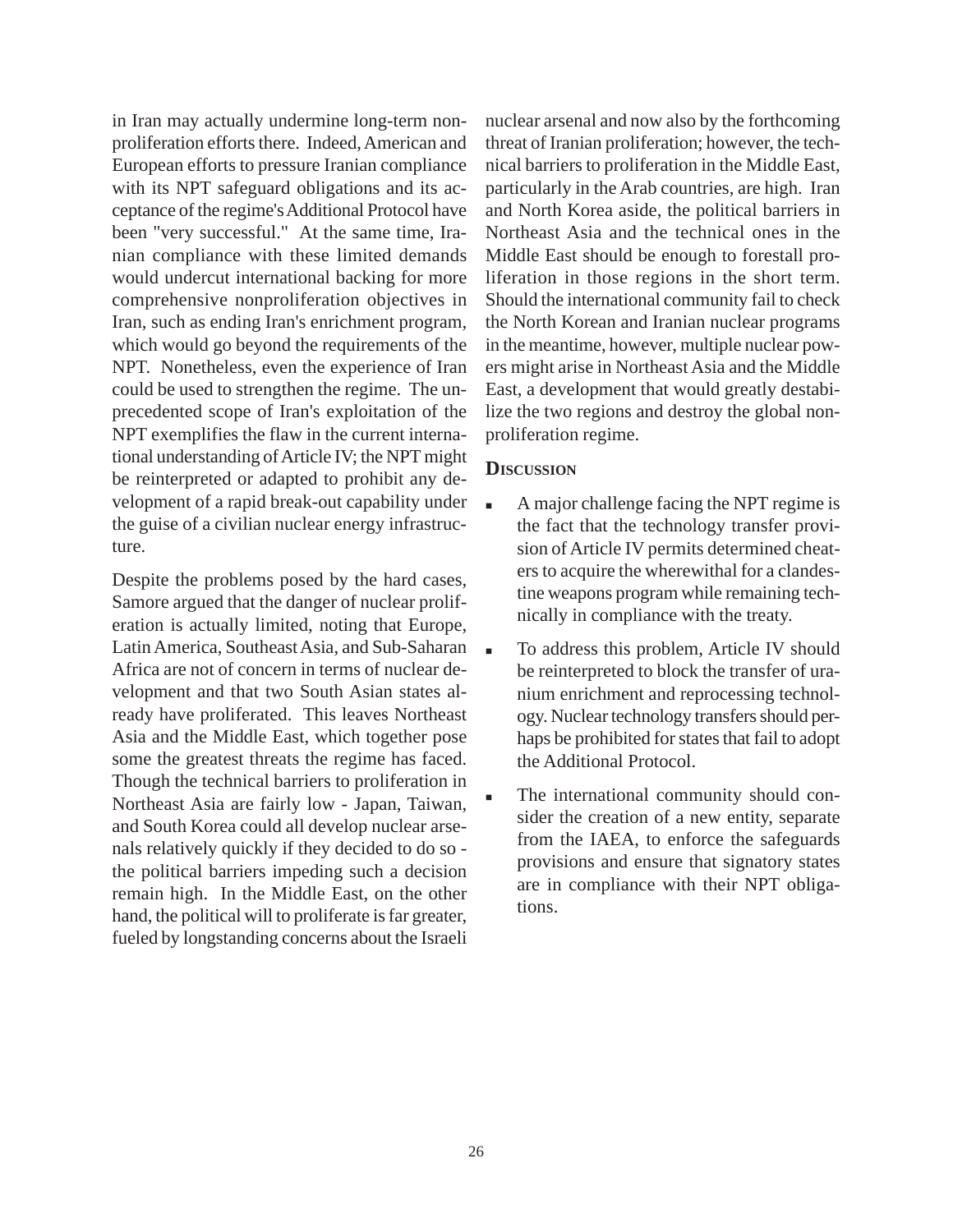in Iran may actually undermine long-term nonproliferation efforts there. Indeed, American and European efforts to pressure Iranian compliance with its NPT safeguard obligations and its acceptance of the regime's Additional Protocol have been "very successful." At the same time, Iranian compliance with these limited demands would undercut international backing for more comprehensive nonproliferation objectives in Iran, such as ending Iran's enrichment program, which would go beyond the requirements of the NPT. Nonetheless, even the experience of Iran could be used to strengthen the regime. The unprecedented scope of Iran's exploitation of the NPT exemplifies the flaw in the current international understanding of Article IV; the NPT might be reinterpreted or adapted to prohibit any development of a rapid break-out capability under the guise of a civilian nuclear energy infrastructure.

Despite the problems posed by the hard cases, Samore argued that the danger of nuclear proliferation is actually limited, noting that Europe, Latin America, Southeast Asia, and Sub-Saharan Africa are not of concern in terms of nuclear development and that two South Asian states already have proliferated. This leaves Northeast Asia and the Middle East, which together pose some the greatest threats the regime has faced. Though the technical barriers to proliferation in Northeast Asia are fairly low - Japan, Taiwan, and South Korea could all develop nuclear arsenals relatively quickly if they decided to do so - the political barriers impeding such a decision remain high. In the Middle East, on the other hand, the political will to proliferate is far greater, fueled by longstanding concerns about the Israeli nuclear arsenal and now also by the forthcoming threat of Iranian proliferation; however, the technical barriers to proliferation in the Middle East, particularly in the Arab countries, are high. Iran and North Korea aside, the political barriers in Northeast Asia and the technical ones in the Middle East should be enough to forestall proliferation in those regions in the short term. Should the international community fail to check the North Korean and Iranian nuclear programs in the meantime, however, multiple nuclear powers might arise in Northeast Asia and the Middle East, a development that would greatly destabilize the two regions and destroy the global nonproliferation regime.

### Discussion

- A major challenge facing the NPT regime is the fact that the technology transfer provision of Article IV permits determined cheaters to acquire the wherewithal for a clandestine weapons program while remaining technically in compliance with the treaty.
- To address this problem, Article IV should be reinterpreted to block the transfer of uranium enrichment and reprocessing technology. Nuclear technology transfers should perhaps be prohibited for states that fail to adopt the Additional Protocol.
- The international community should consider the creation of a new entity, separate from the IAEA, to enforce the safeguards provisions and ensure that signatory states are in compliance with their NPT obligations.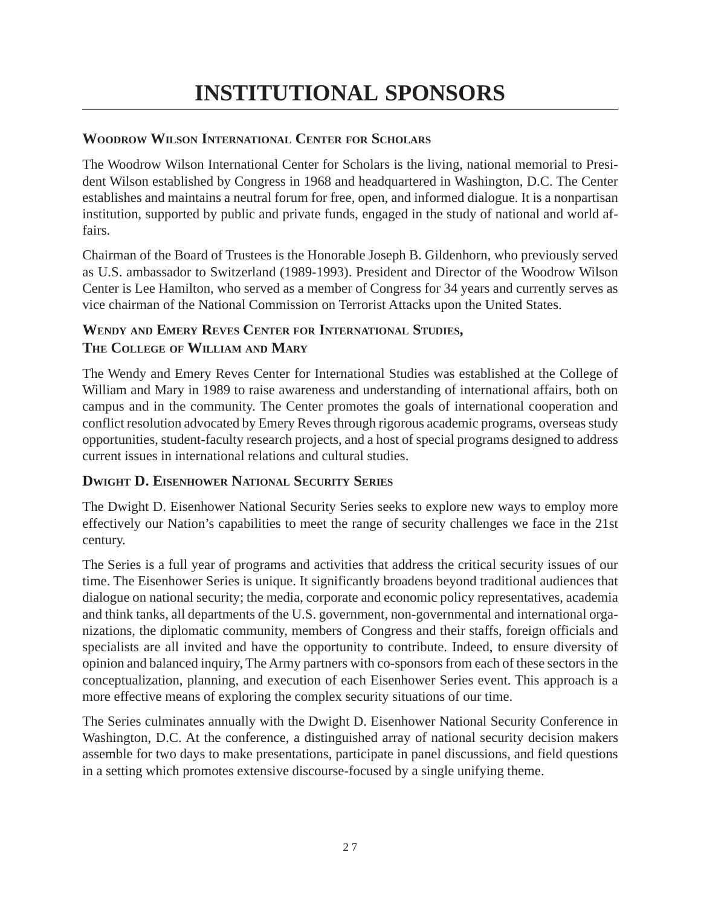# INSTITUTIONAL SPONSORS

### Woodrow Wilson International Center for Scholars

The Woodrow Wilson International Center for Scholars is the living, national memorial to President Wilson established by Congress in 1968 and headquartered in Washington, D.C. The Center establishes and maintains a neutral forum for free, open, and informed dialogue. It is a nonpartisan institution, supported by public and private funds, engaged in the study of national and world affairs.

Chairman of the Board of Trustees is the Honorable Joseph B. Gildenhorn, who previously served as U.S. ambassador to Switzerland (1989-1993). President and Director of the Woodrow Wilson Center is Lee Hamilton, who served as a member of Congress for 34 years and currently serves as vice chairman of the National Commission on Terrorist Attacks upon the United States.

### Wendy and Emery Reves Center for International Studies, The College of William and Mary

The Wendy and Emery Reves Center for International Studies was established at the College of William and Mary in 1989 to raise awareness and understanding of international affairs, both on campus and in the community. The Center promotes the goals of international cooperation and conflict resolution advocated by Emery Reves through rigorous academic programs, overseas study opportunities, student-faculty research projects, and a host of special programs designed to address current issues in international relations and cultural studies.

### Dwight D. Eisenhower National Security Series

The Dwight D. Eisenhower National Security Series seeks to explore new ways to employ more effectively our Nation's capabilities to meet the range of security challenges we face in the 21st century.

The Series is a full year of programs and activities that address the critical security issues of our time. The Eisenhower Series is unique. It significantly broadens beyond traditional audiences that dialogue on national security; the media, corporate and economic policy representatives, academia and think tanks, all departments of the U.S. government, non-governmental and international organizations, the diplomatic community, members of Congress and their staffs, foreign officials and specialists are all invited and have the opportunity to contribute. Indeed, to ensure diversity of opinion and balanced inquiry, The Army partners with co-sponsors from each of these sectors in the conceptualization, planning, and execution of each Eisenhower Series event. This approach is a more effective means of exploring the complex security situations of our time.

The Series culminates annually with the Dwight D. Eisenhower National Security Conference in Washington, D.C. At the conference, a distinguished array of national security decision makers assemble for two days to make presentations, participate in panel discussions, and field questions in a setting which promotes extensive discourse-focused by a single unifying theme.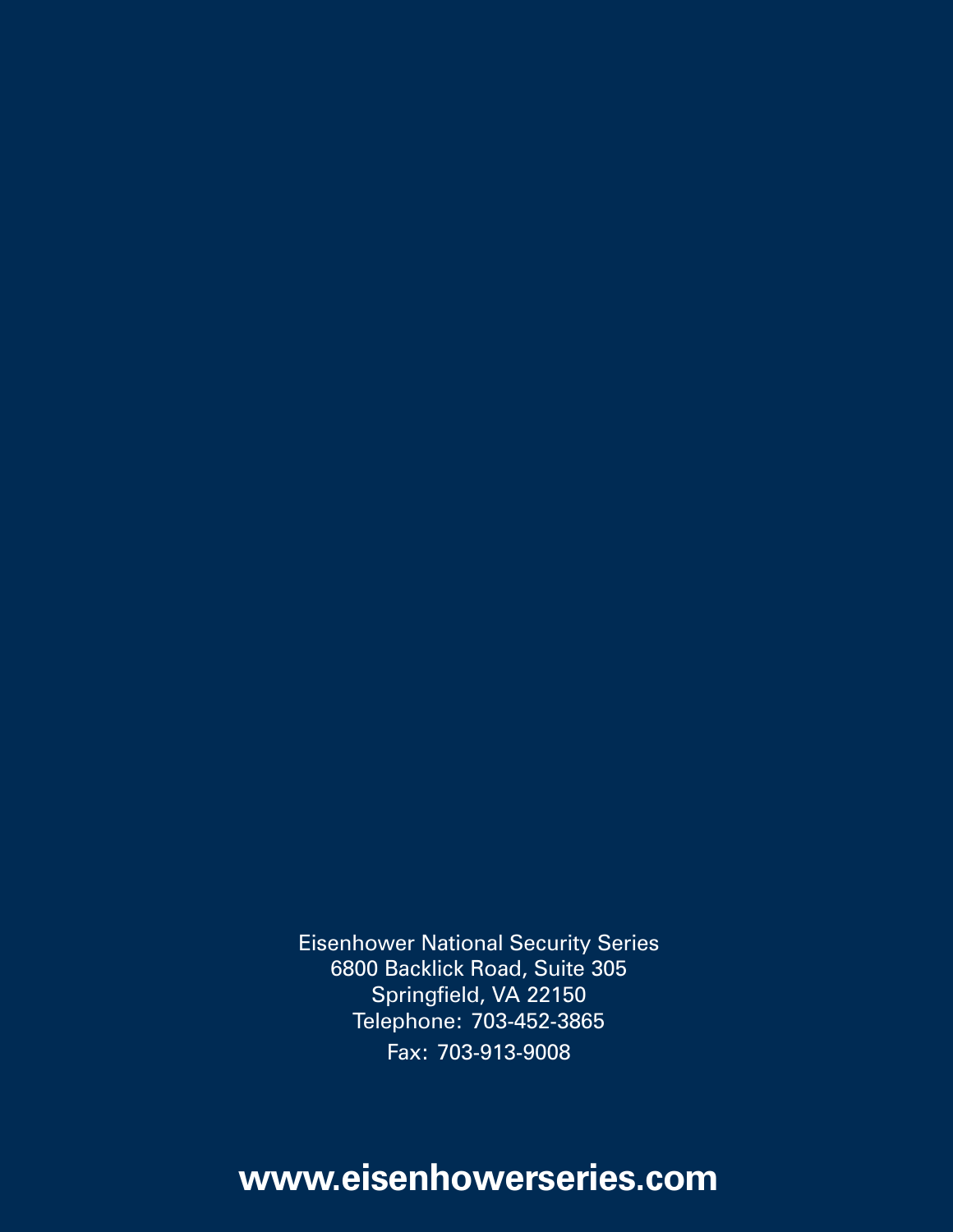Eisenhower National Security Series
6800 Backlick Road, Suite 305
Springfield, VA 22150
Telephone: 703-452-3865
Fax: 703-913-9008

**www.eisenhowerseries.com**